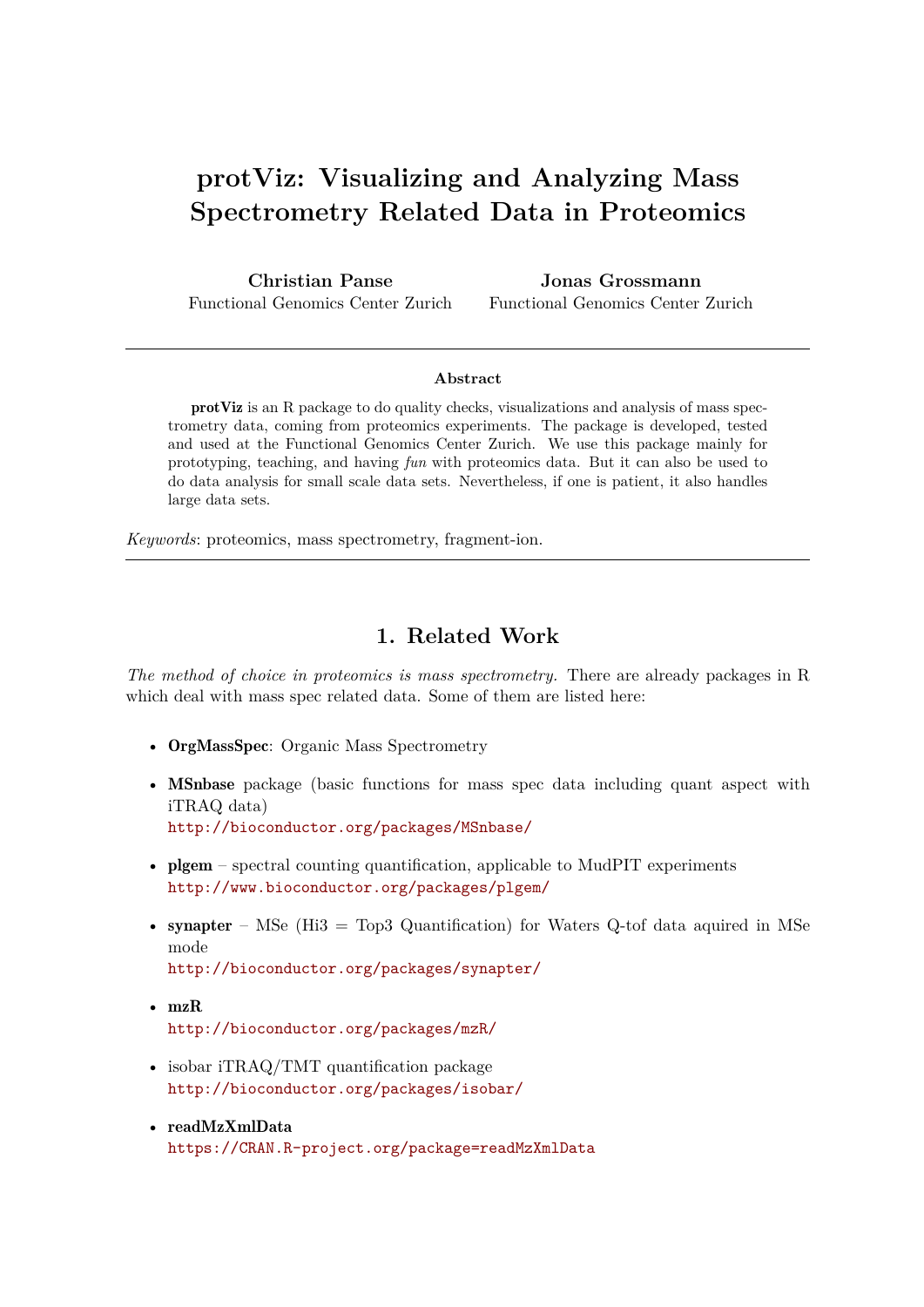# protViz: Visualizing and Analyzing Mass Spectrometry Related Data in Proteomics

**Christian Panse**
Functional Genomics Center Zurich

**Jonas Grossmann**
Functional Genomics Center Zurich

---

**Abstract**

**protViz** is an R package to do quality checks, visualizations and analysis of mass spectrometry data, coming from proteomics experiments. The package is developed, tested and used at the Functional Genomics Center Zurich. We use this package mainly for prototyping, teaching, and having *fun* with proteomics data. But it can also be used to do data analysis for small scale data sets. Nevertheless, if one is patient, it also handles large data sets.

*Keywords*: proteomics, mass spectrometry, fragment-ion.

---

## 1. Related Work

*The method of choice in proteomics is mass spectrometry.* There are already packages in R which deal with mass spec related data. Some of them are listed here:

- **OrgMassSpec**: Organic Mass Spectrometry
- **MSnbase** package (basic functions for mass spec data including quant aspect with iTRAQ data)
  http://bioconductor.org/packages/MSnbase/
- **plgem** – spectral counting quantification, applicable to MudPIT experiments
  http://www.bioconductor.org/packages/plgem/
- **synapter** – MSe (Hi3 = Top3 Quantification) for Waters Q-tof data aquired in MSe mode
  http://bioconductor.org/packages/synapter/
- **mzR**
  http://bioconductor.org/packages/mzR/
- isobar iTRAQ/TMT quantification package
  http://bioconductor.org/packages/isobar/
- **readMzXmlData**
  https://CRAN.R-project.org/package=readMzXmlData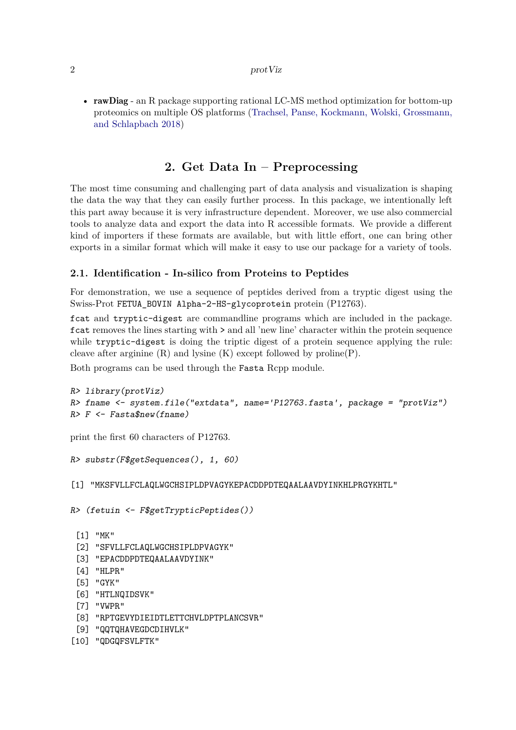- **rawDiag** - an R package supporting rational LC-MS method optimization for bottom-up proteomics on multiple OS platforms (Trachsel, Panse, Kockmann, Wolski, Grossmann, and Schlapbach 2018)

## 2. Get Data In – Preprocessing

The most time consuming and challenging part of data analysis and visualization is shaping the data the way that they can easily further process. In this package, we intentionally left this part away because it is very infrastructure dependent. Moreover, we use also commercial tools to analyze data and export the data into R accessible formats. We provide a different kind of importers if these formats are available, but with little effort, one can bring other exports in a similar format which will make it easy to use our package for a variety of tools.

### 2.1. Identification - In-silico from Proteins to Peptides

For demonstration, we use a sequence of peptides derived from a tryptic digest using the Swiss-Prot `FETUA_BOVIN Alpha-2-HS-glycoprotein` protein (P12763).

`fcat` and `tryptic-digest` are commandline programs which are included in the package. `fcat` removes the lines starting with `>` and all 'new line' character within the protein sequence while `tryptic-digest` is doing the triptic digest of a protein sequence applying the rule: cleave after arginine (R) and lysine (K) except followed by proline(P).

Both programs can be used through the `Fasta` Rcpp module.

```
R> library(protViz)
R> fname <- system.file("extdata", name='P12763.fasta', package = "protViz")
R> F <- Fasta$new(fname)
```

print the first 60 characters of P12763.

```
R> substr(F$getSequences(), 1, 60)

[1] "MKSFVLLFCLAQLWGCHSIPLDPVAGYKEPACDDPDTEQAALAAVDYINKHLPRGYKHTL"

R> (fetuin <- F$getTrypticPeptides())

 [1] "MK"
 [2] "SFVLLFCLAQLWGCHSIPLDPVAGYK"
 [3] "EPACDDPDTEQAALAAVDYINK"
 [4] "HLPR"
 [5] "GYK"
 [6] "HTLNQIDSVK"
 [7] "VWPR"
 [8] "RPTGEVYDIEIDTLETTCHVLDPTPLANCSVR"
 [9] "QQTQHAVEGDCDIHVLK"
[10] "QDGQFSVLFTK"
```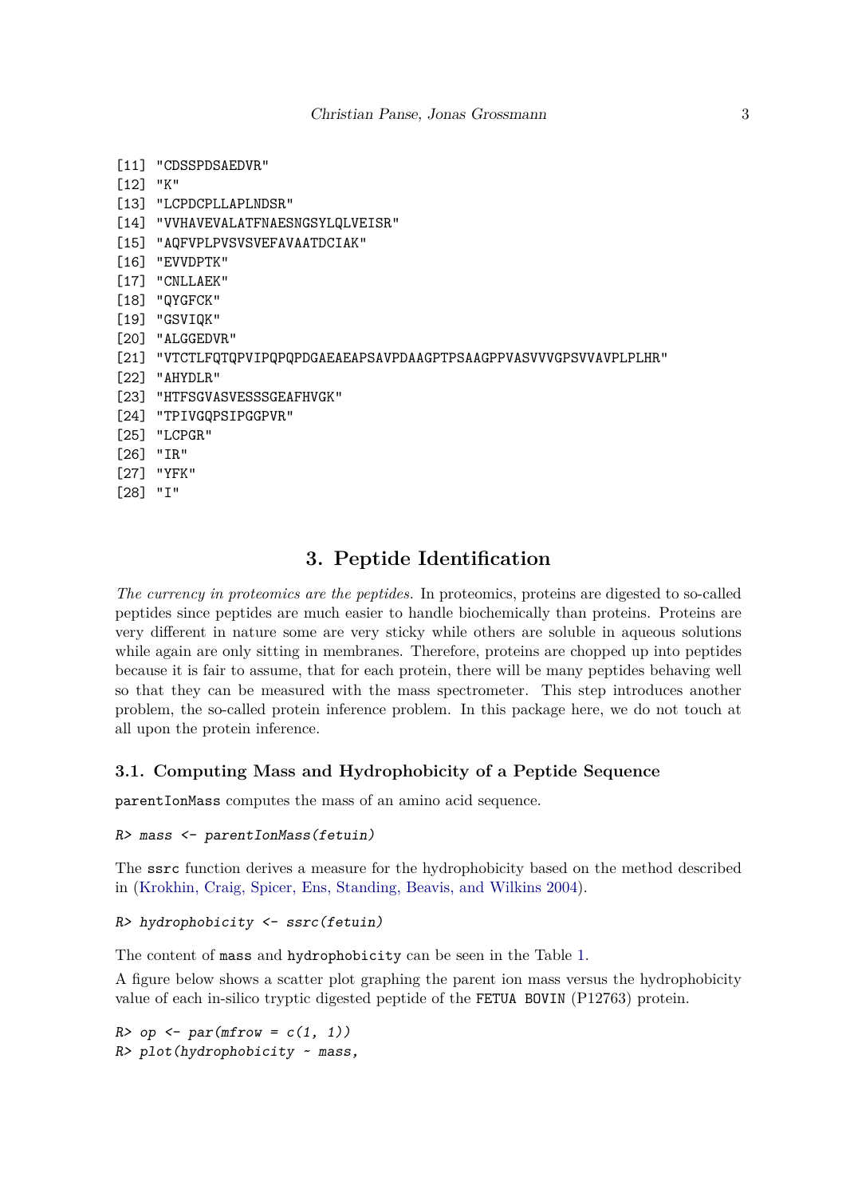```
[11] "CDSSPDSAEDVR"
[12] "K"
[13] "LCPDCPLLAPLNDSR"
[14] "VVHAVEVALATFNAESNGSYLQLVEISR"
[15] "AQFVPLPVSVSVEFAVAATDCIAK"
[16] "EVVDPTK"
[17] "CNLLAEK"
[18] "QYGFCK"
[19] "GSVIQK"
[20] "ALGGEDVR"
[21] "VTCTLFQTQPVIPQPQPDGAEAEAPSAVPDAAGPTPSAAGPPVASVVVGPSVVAVPLPLHR"
[22] "AHYDLR"
[23] "HTFSGVASVESSSGEAFHVGK"
[24] "TPIVGQPSIPGGPVR"
[25] "LCPGR"
[26] "IR"
[27] "YFK"
[28] "I"
```

## 3. Peptide Identification

*The currency in proteomics are the peptides.* In proteomics, proteins are digested to so-called peptides since peptides are much easier to handle biochemically than proteins. Proteins are very different in nature some are very sticky while others are soluble in aqueous solutions while again are only sitting in membranes. Therefore, proteins are chopped up into peptides because it is fair to assume, that for each protein, there will be many peptides behaving well so that they can be measured with the mass spectrometer. This step introduces another problem, the so-called protein inference problem. In this package here, we do not touch at all upon the protein inference.

### 3.1. Computing Mass and Hydrophobicity of a Peptide Sequence

`parentIonMass` computes the mass of an amino acid sequence.

```
R> mass <- parentIonMass(fetuin)
```

The `ssrc` function derives a measure for the hydrophobicity based on the method described in (Krokhin, Craig, Spicer, Ens, Standing, Beavis, and Wilkins 2004).

```
R> hydrophobicity <- ssrc(fetuin)
```

The content of `mass` and `hydrophobicity` can be seen in the Table 1.

A figure below shows a scatter plot graphing the parent ion mass versus the hydrophobicity value of each in-silico tryptic digested peptide of the `FETUA BOVIN` (P12763) protein.

```
R> op <- par(mfrow = c(1, 1))
R> plot(hydrophobicity ~ mass,
```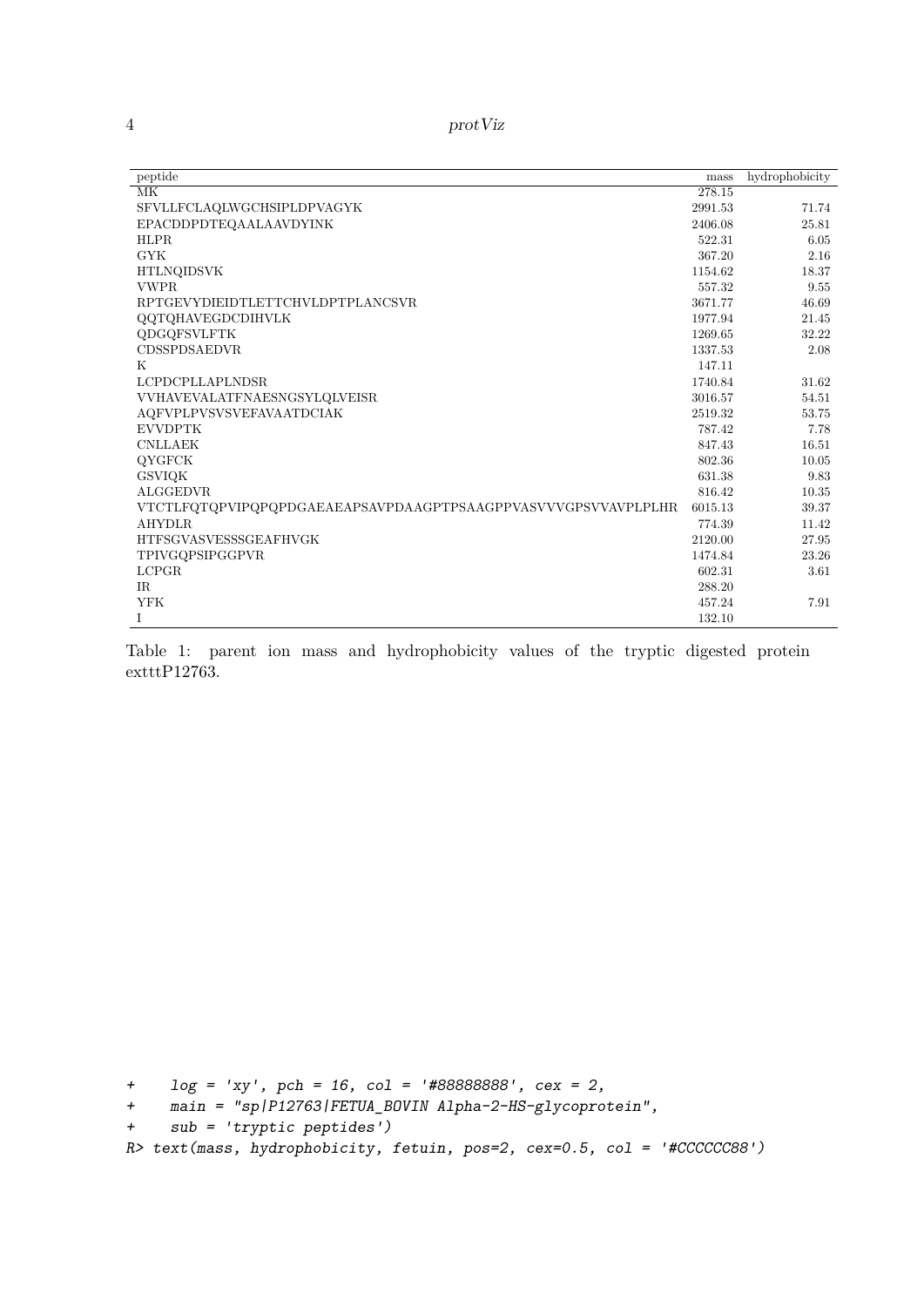| peptide | mass | hydrophobicity |
|---|---|---|
| MK | 278.15 | |
| SFVLLFCLAQLWGCHSIPLDPVAGYK | 2991.53 | 71.74 |
| EPACDDPDTEQAALAAVDYINK | 2406.08 | 25.81 |
| HLPR | 522.31 | 6.05 |
| GYK | 367.20 | 2.16 |
| HTLNQIDSVK | 1154.62 | 18.37 |
| VWPR | 557.32 | 9.55 |
| RPTGEVYDIEIDTLETTCHVLDPTPLANCSVR | 3671.77 | 46.69 |
| QQTQHAVEGDCDIHVLK | 1977.94 | 21.45 |
| QDGQFSVLFTK | 1269.65 | 32.22 |
| CDSSPDSAEDVR | 1337.53 | 2.08 |
| K | 147.11 | |
| LCPDCPLLAPLNDSR | 1740.84 | 31.62 |
| VVHAVEVALATFNAESNGSYLQLVEISR | 3016.57 | 54.51 |
| AQFVPLPVSVSVEFAVAATDCIAK | 2519.32 | 53.75 |
| EVVDPTK | 787.42 | 7.78 |
| CNLLAEK | 847.43 | 16.51 |
| QYGFCK | 802.36 | 10.05 |
| GSVIQK | 631.38 | 9.83 |
| ALGGEDVR | 816.42 | 10.35 |
| VTCTLFQTQPVIPQPQPDGAEAEAPSAVPDAAGPTPSAAGPPVASVVVGPSVVAVPLPLHR | 6015.13 | 39.37 |
| AHYDLR | 774.39 | 11.42 |
| HTFSGVASVESSSGEAFHVGK | 2120.00 | 27.95 |
| TPIVGQPSIPGGPVR | 1474.84 | 23.26 |
| LCPGR | 602.31 | 3.61 |
| IR | 288.20 | |
| YFK | 457.24 | 7.91 |
| I | 132.10 | |

Table 1: parent ion mass and hydrophobicity values of the tryptic digested protein extttP12763.

```
+     log = 'xy', pch = 16, col = '#88888888', cex = 2,
+     main = "sp|P12763|FETUA_BOVIN Alpha-2-HS-glycoprotein",
+     sub = 'tryptic peptides')
R> text(mass, hydrophobicity, fetuin, pos=2, cex=0.5, col = '#CCCCCC88')
```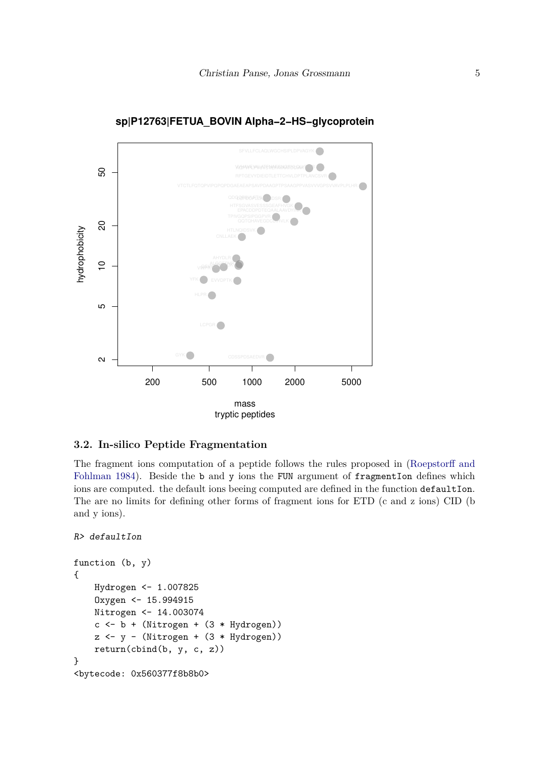**sp|P12763|FETUA_BOVIN Alpha−2−HS−glycoprotein**

### 3.2. In-silico Peptide Fragmentation

The fragment ions computation of a peptide follows the rules proposed in (Roepstorff and Fohlman 1984). Beside the b and y ions the FUN argument of fragmentIon defines which ions are computed. the default ions beeing computed are defined in the function defaultIon. The are no limits for defining other forms of fragment ions for ETD (c and z ions) CID (b and y ions).

```
R> defaultIon
```

```
function (b, y)
{
    Hydrogen <- 1.007825
    Oxygen <- 15.994915
    Nitrogen <- 14.003074
    c <- b + (Nitrogen + (3 * Hydrogen))
    z <- y - (Nitrogen + (3 * Hydrogen))
    return(cbind(b, y, c, z))
}
<bytecode: 0x560377f8b8b0>
```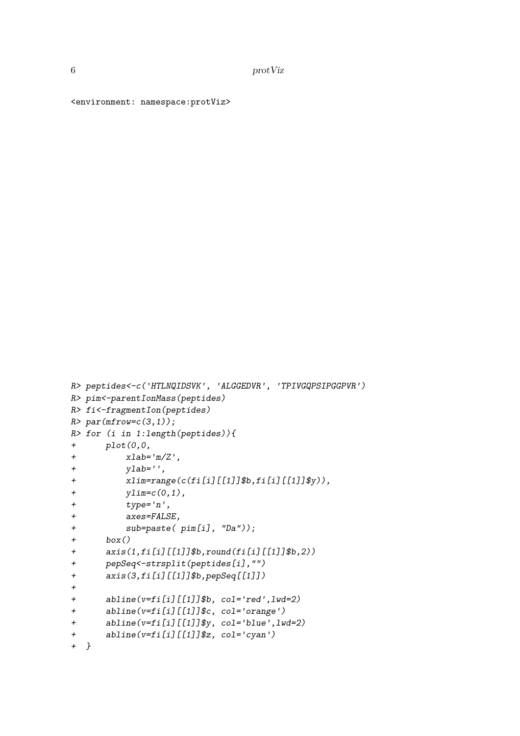```
<environment: namespace:protViz>
```

```
R> peptides<-c('HTLNQIDSVK', 'ALGGEDVR', 'TPIVGQPSIPGGPVR')
R> pim<-parentIonMass(peptides)
R> fi<-fragmentIon(peptides)
R> par(mfrow=c(3,1));
R> for (i in 1:length(peptides)){
+      plot(0,0,
+          xlab='m/Z',
+          ylab='',
+          xlim=range(c(fi[i][[1]]$b,fi[i][[1]]$y)),
+          ylim=c(0,1),
+          type='n',
+          axes=FALSE,
+          sub=paste( pim[i], "Da"));
+      box()
+      axis(1,fi[i][[1]]$b,round(fi[i][[1]]$b,2))
+      pepSeq<-strsplit(peptides[i],"")
+      axis(3,fi[i][[1]]$b,pepSeq[[1]])
+
+      abline(v=fi[i][[1]]$b, col='red',lwd=2)
+      abline(v=fi[i][[1]]$c, col='orange')
+      abline(v=fi[i][[1]]$y, col='blue',lwd=2)
+      abline(v=fi[i][[1]]$z, col='cyan')
+  }
```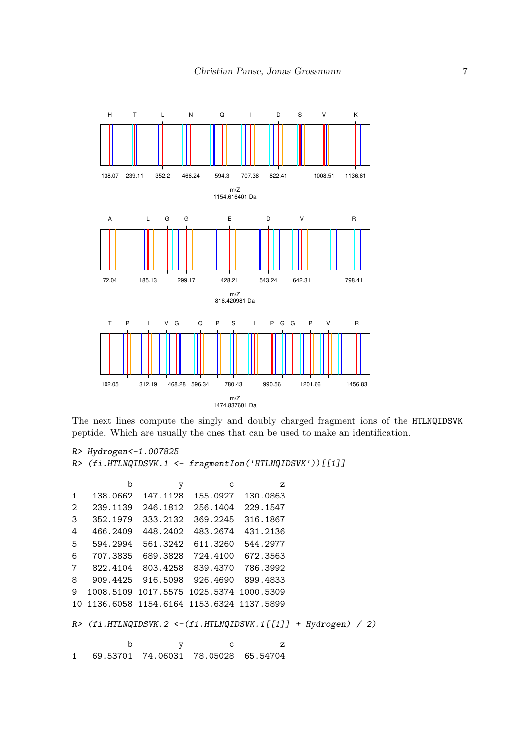The next lines compute the singly and doubly charged fragment ions of the HTLNQIDSVK peptide. Which are usually the ones that can be used to make an identification.

```
R> Hydrogen<-1.007825
R> (fi.HTLNQIDSVK.1 <- fragmentIon('HTLNQIDSVK'))[[1]]

           b         y         c         z
1   138.0662  147.1128  155.0927  130.0863
2   239.1139  246.1812  256.1404  229.1547
3   352.1979  333.2132  369.2245  316.1867
4   466.2409  448.2402  483.2674  431.2136
5   594.2994  561.3242  611.3260  544.2977
6   707.3835  689.3828  724.4100  672.3563
7   822.4104  803.4258  839.4370  786.3992
8   909.4425  916.5098  926.4690  899.4833
9  1008.5109 1017.5575 1025.5374 1000.5309
10 1136.6058 1154.6164 1153.6324 1137.5899

R> (fi.HTLNQIDSVK.2 <-(fi.HTLNQIDSVK.1[[1]] + Hydrogen) / 2)

           b         y         c         z
1   69.53701  74.06031  78.05028  65.54704
```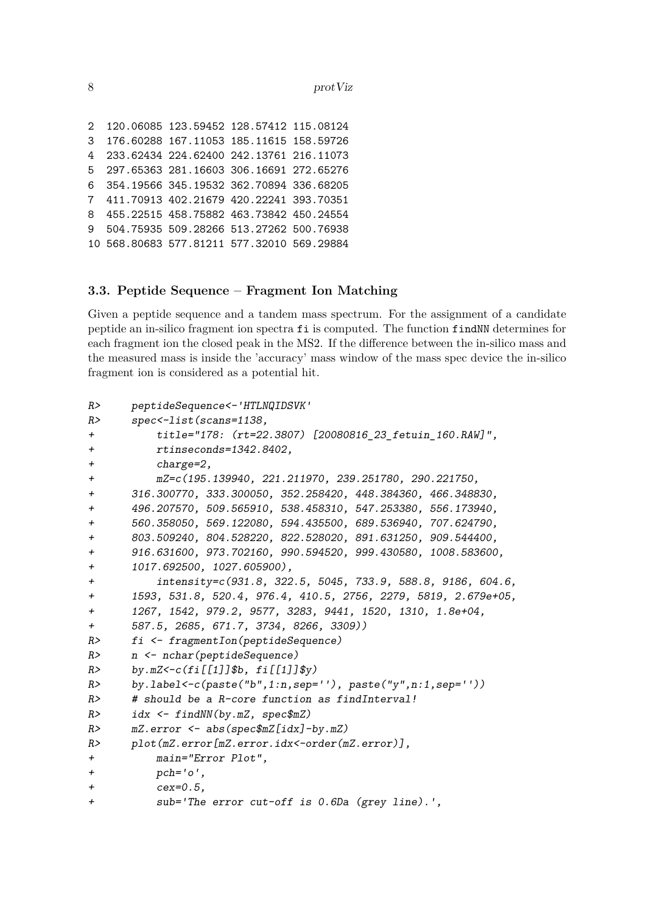```
2  120.06085 123.59452 128.57412 115.08124
3  176.60288 167.11053 185.11615 158.59726
4  233.62434 224.62400 242.13761 216.11073
5  297.65363 281.16603 306.16691 272.65276
6  354.19566 345.19532 362.70894 336.68205
7  411.70913 402.21679 420.22241 393.70351
8  455.22515 458.75882 463.73842 450.24554
9  504.75935 509.28266 513.27262 500.76938
10 568.80683 577.81211 577.32010 569.29884
```

### 3.3. Peptide Sequence – Fragment Ion Matching

Given a peptide sequence and a tandem mass spectrum. For the assignment of a candidate peptide an in-silico fragment ion spectra `fi` is computed. The function `findNN` determines for each fragment ion the closed peak in the MS2. If the difference between the in-silico mass and the measured mass is inside the 'accuracy' mass window of the mass spec device the in-silico fragment ion is considered as a potential hit.

```
R>     peptideSequence<-'HTLNQIDSVK'
R>     spec<-list(scans=1138,
+          title="178: (rt=22.3807) [20080816_23_fetuin_160.RAW]",
+          rtinseconds=1342.8402,
+          charge=2,
+          mZ=c(195.139940, 221.211970, 239.251780, 290.221750,
+      316.300770, 333.300050, 352.258420, 448.384360, 466.348830,
+      496.207570, 509.565910, 538.458310, 547.253380, 556.173940,
+      560.358050, 569.122080, 594.435500, 689.536940, 707.624790,
+      803.509240, 804.528220, 822.528020, 891.631250, 909.544400,
+      916.631600, 973.702160, 990.594520, 999.430580, 1008.583600,
+      1017.692500, 1027.605900),
+          intensity=c(931.8, 322.5, 5045, 733.9, 588.8, 9186, 604.6,
+      1593, 531.8, 520.4, 976.4, 410.5, 2756, 2279, 5819, 2.679e+05,
+      1267, 1542, 979.2, 9577, 3283, 9441, 1520, 1310, 1.8e+04,
+      587.5, 2685, 671.7, 3734, 8266, 3309))
R>     fi <- fragmentIon(peptideSequence)
R>     n <- nchar(peptideSequence)
R>     by.mZ<-c(fi[[1]]$b, fi[[1]]$y)
R>     by.label<-c(paste("b",1:n,sep=''), paste("y",n:1,sep=''))
R>     # should be a R-core function as findInterval!
R>     idx <- findNN(by.mZ, spec$mZ)
R>     mZ.error <- abs(spec$mZ[idx]-by.mZ)
R>     plot(mZ.error[mZ.error.idx<-order(mZ.error)],
+          main="Error Plot",
+          pch='o',
+          cex=0.5,
+          sub='The error cut-off is 0.6Da (grey line).',
```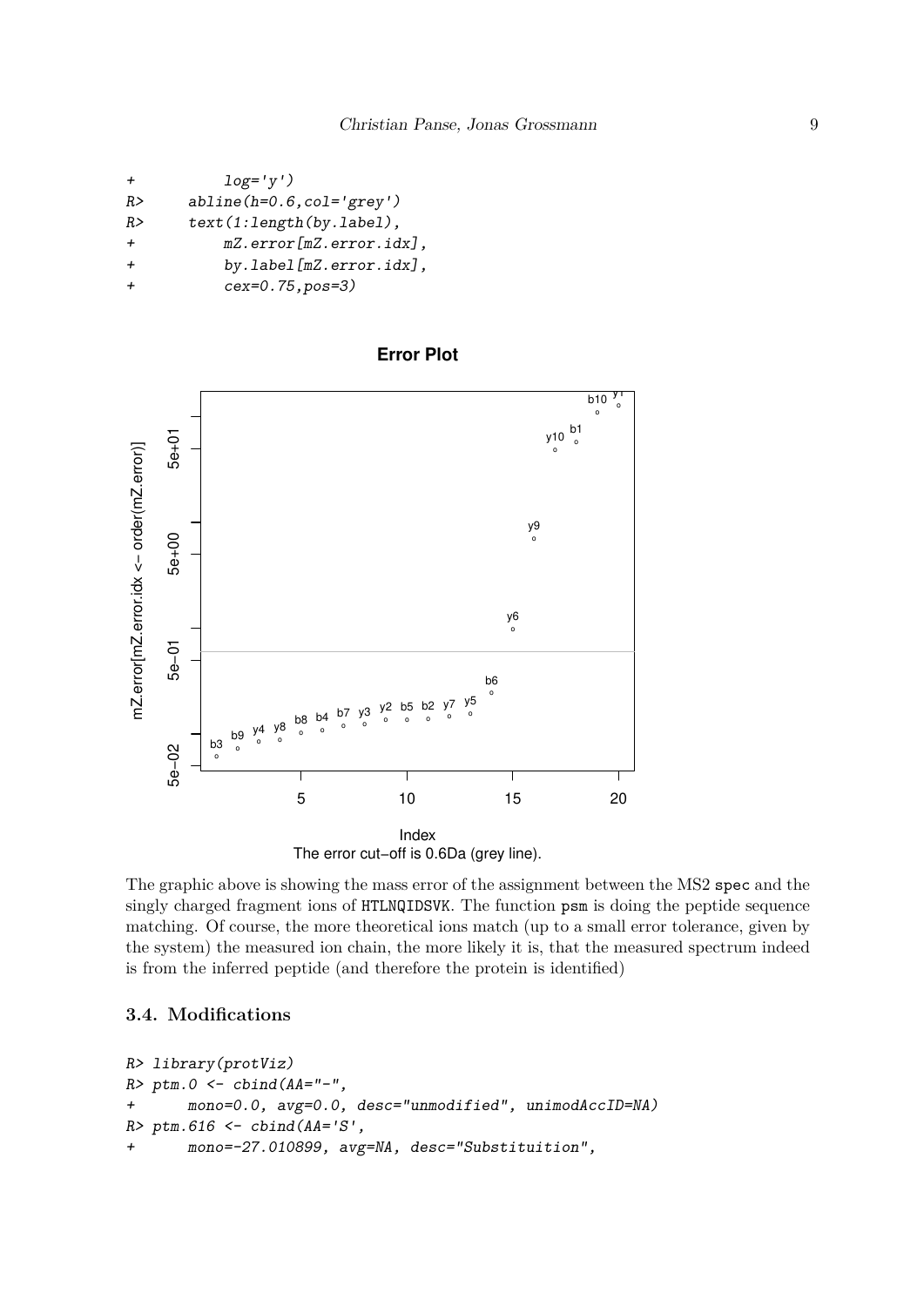```
+           log='y')
R>      abline(h=0.6,col='grey')
R>      text(1:length(by.label),
+           mZ.error[mZ.error.idx],
+           by.label[mZ.error.idx],
+           cex=0.75,pos=3)
```

The error cut−off is 0.6Da (grey line).

The graphic above is showing the mass error of the assignment between the MS2 `spec` and the singly charged fragment ions of `HTLNQIDSVK`. The function `psm` is doing the peptide sequence matching. Of course, the more theoretical ions match (up to a small error tolerance, given by the system) the measured ion chain, the more likely it is, that the measured spectrum indeed is from the inferred peptide (and therefore the protein is identified)

### 3.4. Modifications

```
R> library(protViz)
R> ptm.0 <- cbind(AA="-",
+       mono=0.0, avg=0.0, desc="unmodified", unimodAccID=NA)
R> ptm.616 <- cbind(AA='S',
+       mono=-27.010899, avg=NA, desc="Substituition",
```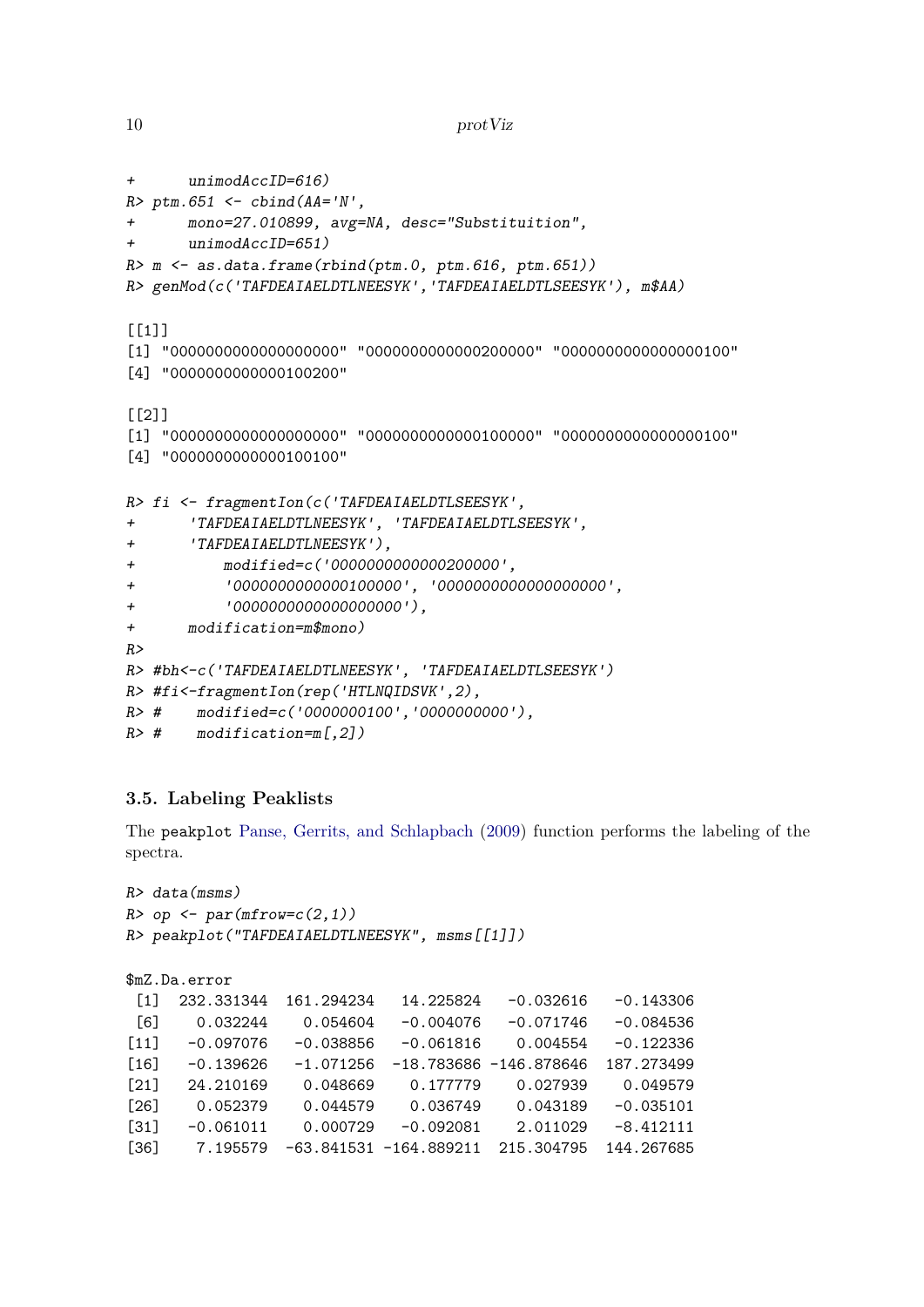```
+     unimodAccID=616)
R> ptm.651 <- cbind(AA='N',
+     mono=27.010899, avg=NA, desc="Substituition",
+     unimodAccID=651)
R> m <- as.data.frame(rbind(ptm.0, ptm.616, ptm.651))
R> genMod(c('TAFDEAIAELDTLNEESYK','TAFDEAIAELDTLSEESYK'), m$AA)

[[1]]
[1] "0000000000000000000" "0000000000000200000" "0000000000000000100"
[4] "0000000000000100200"

[[2]]
[1] "0000000000000000000" "0000000000000100000" "0000000000000000100"
[4] "0000000000000100100"

R> fi <- fragmentIon(c('TAFDEAIAELDTLSEESYK',
+     'TAFDEAIAELDTLNEESYK', 'TAFDEAIAELDTLSEESYK',
+     'TAFDEAIAELDTLNEESYK'),
+         modified=c('0000000000000200000',
+         '0000000000000100000', '0000000000000000000',
+         '0000000000000000000'),
+     modification=m$mono)
R>
R> #bh<-c('TAFDEAIAELDTLNEESYK', 'TAFDEAIAELDTLSEESYK')
R> #fi<-fragmentIon(rep('HTLNQIDSVK',2),
R> #    modified=c('0000000100','0000000000'),
R> #    modification=m[,2])
```

### 3.5. Labeling Peaklists

The peakplot Panse, Gerrits, and Schlapbach (2009) function performs the labeling of the spectra.

```
R> data(msms)
R> op <- par(mfrow=c(2,1))
R> peakplot("TAFDEAIAELDTLNEESYK", msms[[1]])

$mZ.Da.error
 [1]  232.331344  161.294234   14.225824   -0.032616   -0.143306
 [6]    0.032244    0.054604   -0.004076   -0.071746   -0.084536
[11]   -0.097076   -0.038856   -0.061816    0.004554   -0.122336
[16]   -0.139626   -1.071256  -18.783686 -146.878646  187.273499
[21]   24.210169    0.048669    0.177779    0.027939    0.049579
[26]    0.052379    0.044579    0.036749    0.043189   -0.035101
[31]   -0.061011    0.000729   -0.092081    2.011029   -8.412111
[36]    7.195579  -63.841531 -164.889211  215.304795  144.267685
```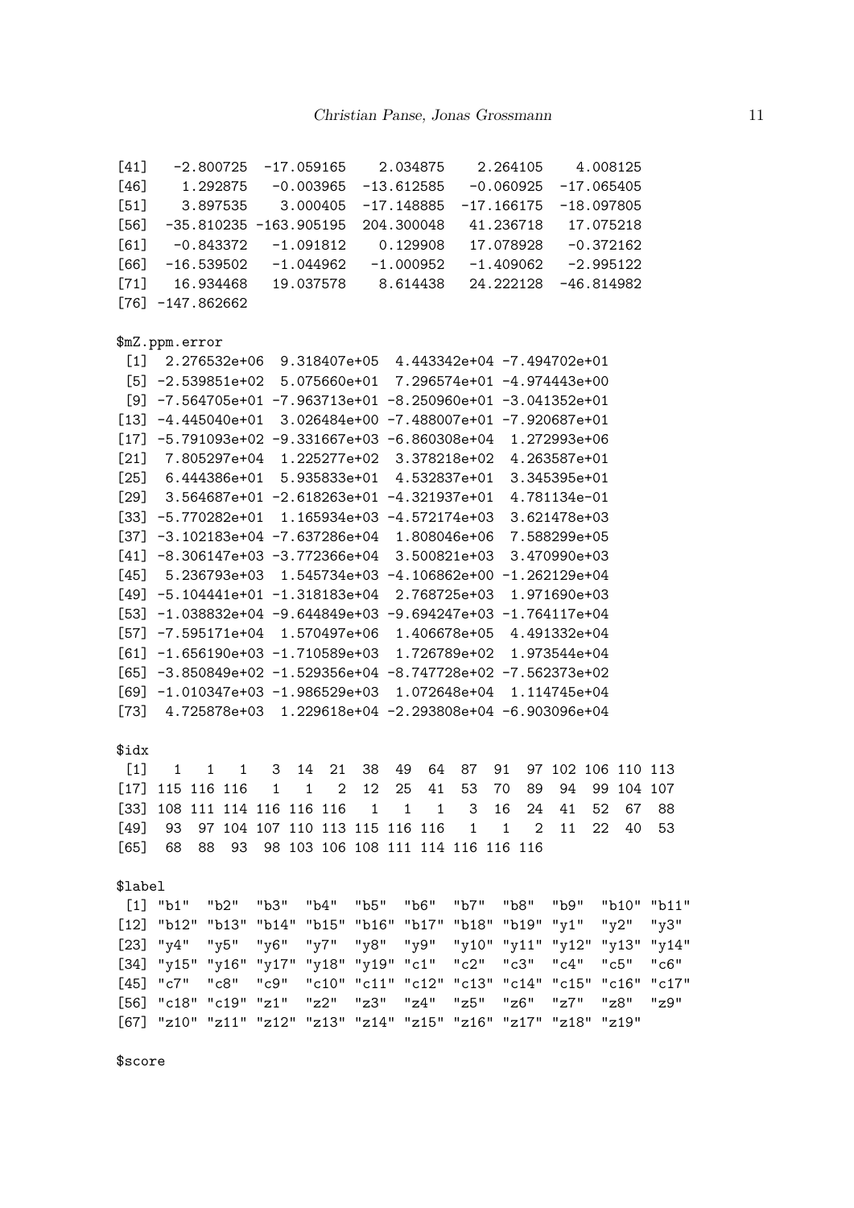```
[41]   -2.800725  -17.059165    2.034875    2.264105    4.008125
[46]    1.292875   -0.003965  -13.612585   -0.060925  -17.065405
[51]    3.897535    3.000405  -17.148885  -17.166175  -18.097805
[56]  -35.810235 -163.905195  204.300048   41.236718   17.075218
[61]   -0.843372   -1.091812    0.129908   17.078928   -0.372162
[66]  -16.539502   -1.044962   -1.000952   -1.409062   -2.995122
[71]   16.934468   19.037578    8.614438   24.222128  -46.814982
[76] -147.862662

$mZ.ppm.error
 [1]  2.276532e+06  9.318407e+05  4.443342e+04 -7.494702e+01
 [5] -2.539851e+02  5.075660e+01  7.296574e+01 -4.974443e+00
 [9] -7.564705e+01 -7.963713e+01 -8.250960e+01 -3.041352e+01
[13] -4.445040e+01  3.026484e+00 -7.488007e+01 -7.920687e+01
[17] -5.791093e+02 -9.331667e+03 -6.860308e+04  1.272993e+06
[21]  7.805297e+04  1.225277e+02  3.378218e+02  4.263587e+01
[25]  6.444386e+01  5.935833e+01  4.532837e+01  3.345395e+01
[29]  3.564687e+01 -2.618263e+01 -4.321937e+01  4.781134e-01
[33] -5.770282e+01  1.165934e+03 -4.572174e+03  3.621478e+03
[37] -3.102183e+04 -7.637286e+04  1.808046e+06  7.588299e+05
[41] -8.306147e+03 -3.772366e+04  3.500821e+03  3.470990e+03
[45]  5.236793e+03  1.545734e+03 -4.106862e+00 -1.262129e+04
[49] -5.104441e+01 -1.318183e+04  2.768725e+03  1.971690e+03
[53] -1.038832e+04 -9.644849e+03 -9.694247e+03 -1.764117e+04
[57] -7.595171e+04  1.570497e+06  1.406678e+05  4.491332e+04
[61] -1.656190e+03 -1.710589e+03  1.726789e+02  1.973544e+04
[65] -3.850849e+02 -1.529356e+04 -8.747728e+02 -7.562373e+02
[69] -1.010347e+03 -1.986529e+03  1.072648e+04  1.114745e+04
[73]  4.725878e+03  1.229618e+04 -2.293808e+04 -6.903096e+04

$idx
 [1]   1   1   1   3  14  21  38  49  64  87  91  97 102 106 110 113
[17] 115 116 116   1   1   2  12  25  41  53  70  89  94  99 104 107
[33] 108 111 114 116 116 116   1   1   1   3  16  24  41  52  67  88
[49]  93  97 104 107 110 113 115 116 116   1   1   2  11  22  40  53
[65]  68  88  93  98 103 106 108 111 114 116 116 116

$label
 [1] "b1"  "b2"  "b3"  "b4"  "b5"  "b6"  "b7"  "b8"  "b9"  "b10" "b11"
[12] "b12" "b13" "b14" "b15" "b16" "b17" "b18" "b19" "y1"  "y2"  "y3"
[23] "y4"  "y5"  "y6"  "y7"  "y8"  "y9"  "y10" "y11" "y12" "y13" "y14"
[34] "y15" "y16" "y17" "y18" "y19" "c1"  "c2"  "c3"  "c4"  "c5"  "c6"
[45] "c7"  "c8"  "c9"  "c10" "c11" "c12" "c13" "c14" "c15" "c16" "c17"
[56] "c18" "c19" "z1"  "z2"  "z3"  "z4"  "z5"  "z6"  "z7"  "z8"  "z9"
[67] "z10" "z11" "z12" "z13" "z14" "z15" "z16" "z17" "z18" "z19"

$score
```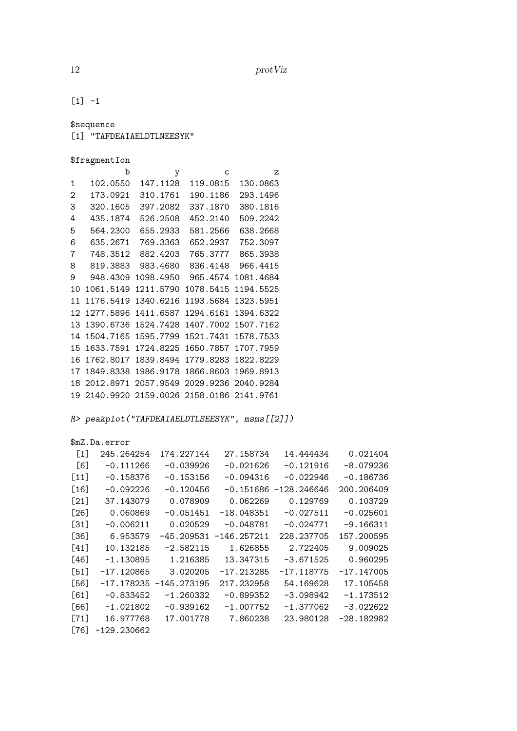```
[1] -1

$sequence
[1] "TAFDEAIAELDTLNEESYK"

$fragmentIon
           b         y         c         z
1   102.0550  147.1128  119.0815  130.0863
2   173.0921  310.1761  190.1186  293.1496
3   320.1605  397.2082  337.1870  380.1816
4   435.1874  526.2508  452.2140  509.2242
5   564.2300  655.2933  581.2566  638.2668
6   635.2671  769.3363  652.2937  752.3097
7   748.3512  882.4203  765.3777  865.3938
8   819.3883  983.4680  836.4148  966.4415
9   948.4309 1098.4950  965.4574 1081.4684
10 1061.5149 1211.5790 1078.5415 1194.5525
11 1176.5419 1340.6216 1193.5684 1323.5951
12 1277.5896 1411.6587 1294.6161 1394.6322
13 1390.6736 1524.7428 1407.7002 1507.7162
14 1504.7165 1595.7799 1521.7431 1578.7533
15 1633.7591 1724.8225 1650.7857 1707.7959
16 1762.8017 1839.8494 1779.8283 1822.8229
17 1849.8338 1986.9178 1866.8603 1969.8913
18 2012.8971 2057.9549 2029.9236 2040.9284
19 2140.9920 2159.0026 2158.0186 2141.9761
```

```
R> peakplot("TAFDEAIAELDTLSEESYK", msms[[2]])
```

```
$mZ.Da.error
 [1]  245.264254  174.227144   27.158734   14.444434    0.021404
 [6]   -0.111266   -0.039926   -0.021626   -0.121916   -8.079236
[11]   -0.158376   -0.153156   -0.094316   -0.022946   -0.186736
[16]   -0.092226   -0.120456   -0.151686 -128.246646  200.206409
[21]   37.143079    0.078909    0.062269    0.129769    0.103729
[26]    0.060869   -0.051451  -18.048351   -0.027511   -0.025601
[31]   -0.006211    0.020529   -0.048781   -0.024771   -9.166311
[36]    6.953579  -45.209531 -146.257211  228.237705  157.200595
[41]   10.132185   -2.582115    1.626855    2.722405    9.009025
[46]   -1.130895    1.216385   13.347315   -3.671525    0.960295
[51]  -17.120865    3.020205  -17.213285  -17.118775  -17.147005
[56]  -17.178235 -145.273195  217.232958   54.169628   17.105458
[61]   -0.833452   -1.260332   -0.899352   -3.098942   -1.173512
[66]   -1.021802   -0.939162   -1.007752   -1.377062   -3.022622
[71]   16.977768   17.001778    7.860238   23.980128  -28.182982
[76] -129.230662
```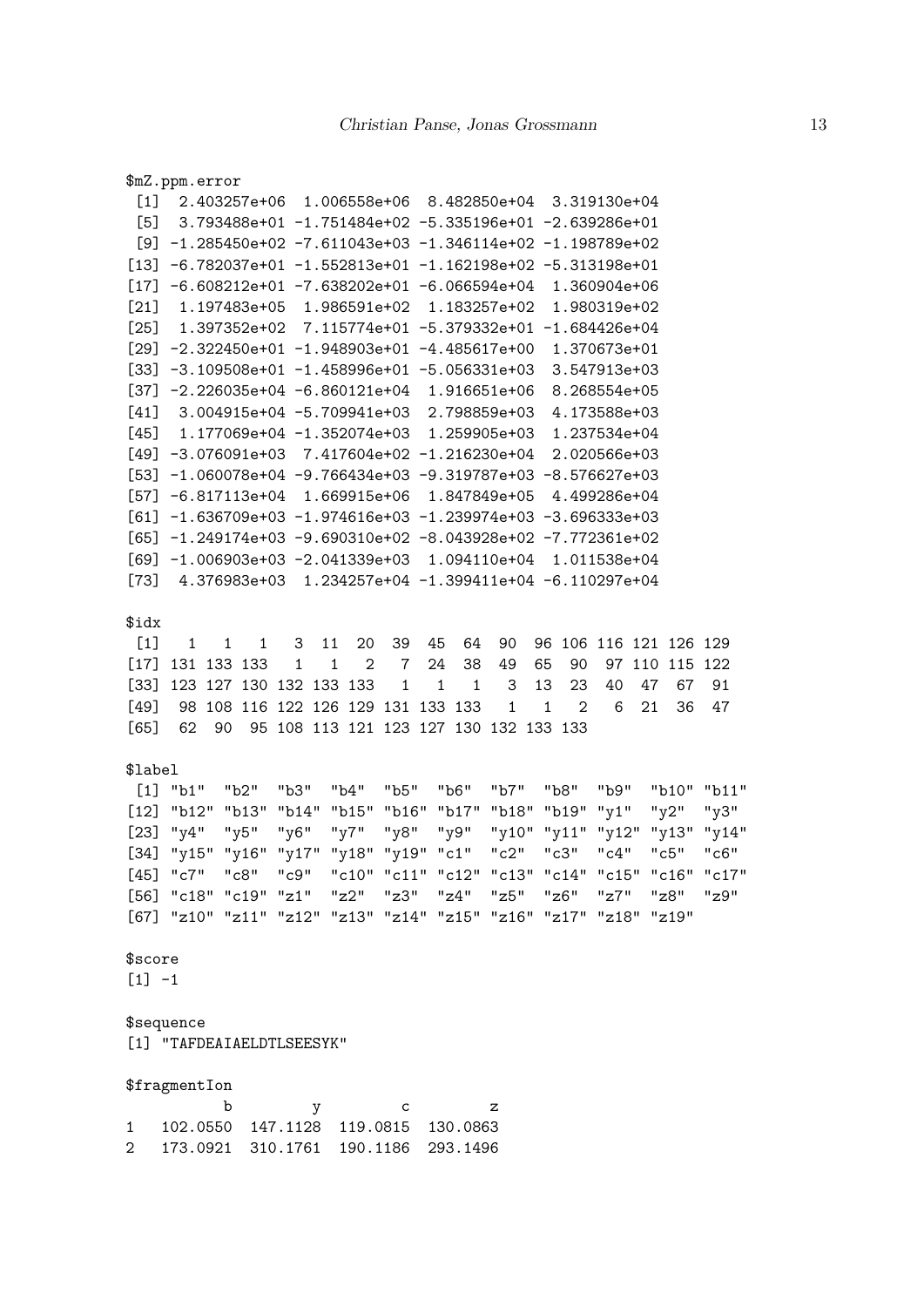```
$mZ.ppm.error
 [1]  2.403257e+06  1.006558e+06  8.482850e+04  3.319130e+04
 [5]  3.793488e+01 -1.751484e+02 -5.335196e+01 -2.639286e+01
 [9] -1.285450e+02 -7.611043e+03 -1.346114e+02 -1.198789e+02
[13] -6.782037e+01 -1.552813e+01 -1.162198e+02 -5.313198e+01
[17] -6.608212e+01 -7.638202e+01 -6.066594e+04  1.360904e+06
[21]  1.197483e+05  1.986591e+02  1.183257e+02  1.980319e+02
[25]  1.397352e+02  7.115774e+01 -5.379332e+01 -1.684426e+04
[29] -2.322450e+01 -1.948903e+01 -4.485617e+00  1.370673e+01
[33] -3.109508e+01 -1.458996e+01 -5.056331e+03  3.547913e+03
[37] -2.226035e+04 -6.860121e+04  1.916651e+06  8.268554e+05
[41]  3.004915e+04 -5.709941e+03  2.798859e+03  4.173588e+03
[45]  1.177069e+04 -1.352074e+03  1.259905e+03  1.237534e+04
[49] -3.076091e+03  7.417604e+02 -1.216230e+04  2.020566e+03
[53] -1.060078e+04 -9.766434e+03 -9.319787e+03 -8.576627e+03
[57] -6.817113e+04  1.669915e+06  1.847849e+05  4.499286e+04
[61] -1.636709e+03 -1.974616e+03 -1.239974e+03 -3.696333e+03
[65] -1.249174e+03 -9.690310e+02 -8.043928e+02 -7.772361e+02
[69] -1.006903e+03 -2.041339e+03  1.094110e+04  1.011538e+04
[73]  4.376983e+03  1.234257e+04 -1.399411e+04 -6.110297e+04

$idx
 [1]   1   1   1   3  11  20  39  45  64  90  96 106 116 121 126 129
[17] 131 133 133   1   1   2   7  24  38  49  65  90  97 110 115 122
[33] 123 127 130 132 133 133   1   1   1   3  13  23  40  47  67  91
[49]  98 108 116 122 126 129 131 133 133   1   1   2   6  21  36  47
[65]  62  90  95 108 113 121 123 127 130 132 133 133

$label
 [1] "b1"  "b2"  "b3"  "b4"  "b5"  "b6"  "b7"  "b8"  "b9"  "b10" "b11"
[12] "b12" "b13" "b14" "b15" "b16" "b17" "b18" "b19" "y1"  "y2"  "y3"
[23] "y4"  "y5"  "y6"  "y7"  "y8"  "y9"  "y10" "y11" "y12" "y13" "y14"
[34] "y15" "y16" "y17" "y18" "y19" "c1"  "c2"  "c3"  "c4"  "c5"  "c6"
[45] "c7"  "c8"  "c9"  "c10" "c11" "c12" "c13" "c14" "c15" "c16" "c17"
[56] "c18" "c19" "z1"  "z2"  "z3"  "z4"  "z5"  "z6"  "z7"  "z8"  "z9"
[67] "z10" "z11" "z12" "z13" "z14" "z15" "z16" "z17" "z18" "z19"

$score
[1] -1

$sequence
[1] "TAFDEAIAELDTLSEESYK"

$fragmentIon
         b        y        c        z
1  102.0550  147.1128  119.0815  130.0863
2  173.0921  310.1761  190.1186  293.1496
```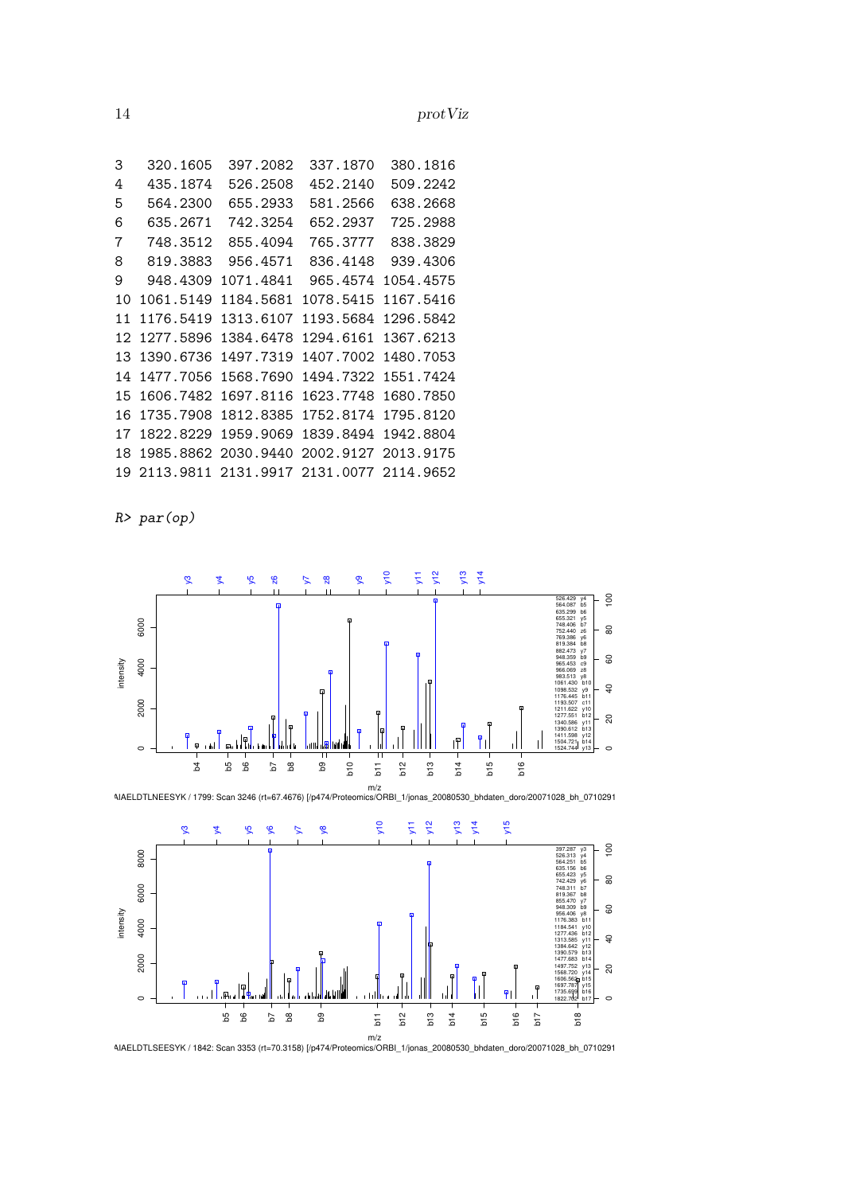```
3   320.1605  397.2082  337.1870  380.1816
4   435.1874  526.2508  452.2140  509.2242
5   564.2300  655.2933  581.2566  638.2668
6   635.2671  742.3254  652.2937  725.2988
7   748.3512  855.4094  765.3777  838.3829
8   819.3883  956.4571  836.4148  939.4306
9   948.4309 1071.4841  965.4574 1054.4575
10 1061.5149 1184.5681 1078.5415 1167.5416
11 1176.5419 1313.6107 1193.5684 1296.5842
12 1277.5896 1384.6478 1294.6161 1367.6213
13 1390.6736 1497.7319 1407.7002 1480.7053
14 1477.7056 1568.7690 1494.7322 1551.7424
15 1606.7482 1697.8116 1623.7748 1680.7850
16 1735.7908 1812.8385 1752.8174 1795.8120
17 1822.8229 1959.9069 1839.8494 1942.8804
18 1985.8862 2030.9440 2002.9127 2013.9175
19 2113.9811 2131.9917 2131.0077 2114.9652
```

```
R> par(op)
```

AIAELDTLNEESYK / 1799: Scan 3246 (rt=67.4676) [/p474/Proteomics/ORBI_1/jonas_20080530_bhdaten_doro/20071028_bh_0710291

AIAELDTLSEESYK / 1842: Scan 3353 (rt=70.3158) [/p474/Proteomics/ORBI_1/jonas_20080530_bhdaten_doro/20071028_bh_0710291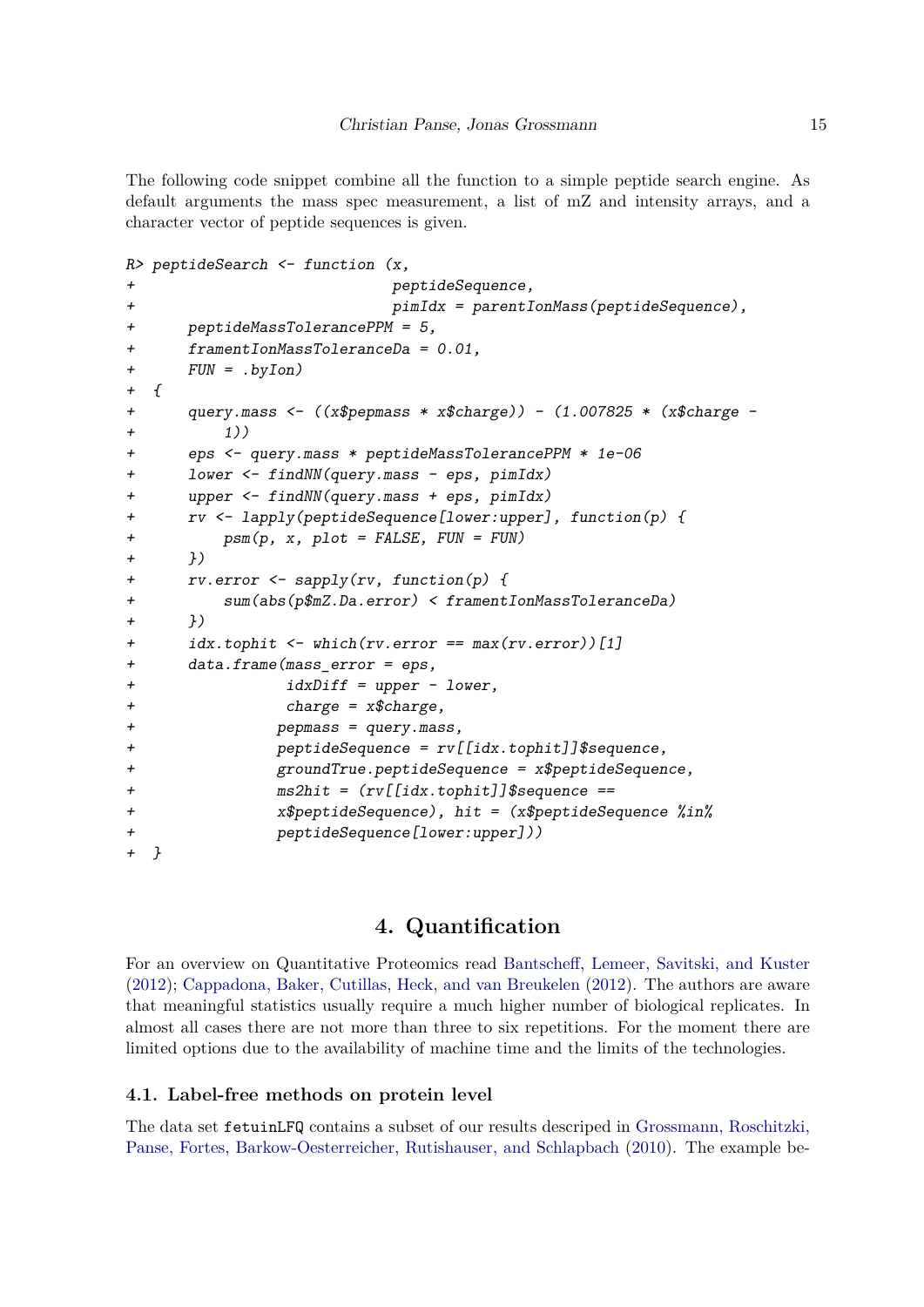The following code snippet combine all the function to a simple peptide search engine. As default arguments the mass spec measurement, a list of mZ and intensity arrays, and a character vector of peptide sequences is given.

```
R> peptideSearch <- function (x,
+                              peptideSequence,
+                              pimIdx = parentIonMass(peptideSequence),
+       peptideMassTolerancePPM = 5,
+       framentIonMassToleranceDa = 0.01,
+       FUN = .byIon)
+  {
+       query.mass <- ((x$pepmass * x$charge)) - (1.007825 * (x$charge -
+           1))
+       eps <- query.mass * peptideMassTolerancePPM * 1e-06
+       lower <- findNN(query.mass - eps, pimIdx)
+       upper <- findNN(query.mass + eps, pimIdx)
+       rv <- lapply(peptideSequence[lower:upper], function(p) {
+           psm(p, x, plot = FALSE, FUN = FUN)
+       })
+       rv.error <- sapply(rv, function(p) {
+           sum(abs(p$mZ.Da.error) < framentIonMassToleranceDa)
+       })
+       idx.tophit <- which(rv.error == max(rv.error))[1]
+       data.frame(mass_error = eps,
+                   idxDiff = upper - lower,
+                   charge = x$charge,
+                  pepmass = query.mass,
+                  peptideSequence = rv[[idx.tophit]]$sequence,
+                  groundTrue.peptideSequence = x$peptideSequence,
+                  ms2hit = (rv[[idx.tophit]]$sequence ==
+                  x$peptideSequence), hit = (x$peptideSequence %in%
+                  peptideSequence[lower:upper]))
+  }
```

# 4. Quantification

For an overview on Quantitative Proteomics read Bantscheff, Lemeer, Savitski, and Kuster (2012); Cappadona, Baker, Cutillas, Heck, and van Breukelen (2012). The authors are aware that meaningful statistics usually require a much higher number of biological replicates. In almost all cases there are not more than three to six repetitions. For the moment there are limited options due to the availability of machine time and the limits of the technologies.

## 4.1. Label-free methods on protein level

The data set `fetuinLFQ` contains a subset of our results descriped in Grossmann, Roschitzki, Panse, Fortes, Barkow-Oesterreicher, Rutishauser, and Schlapbach (2010). The example be-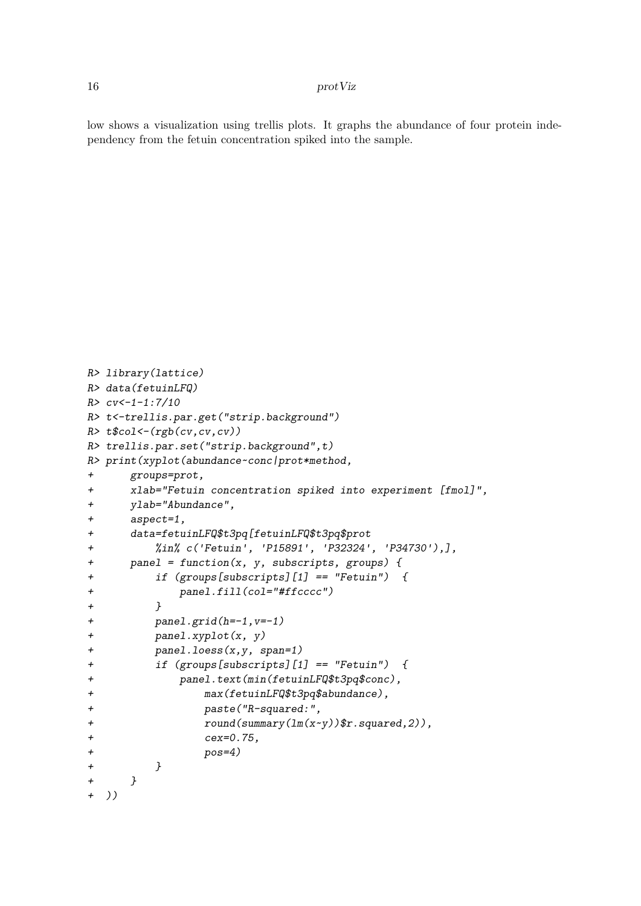low shows a visualization using trellis plots. It graphs the abundance of four protein independency from the fetuin concentration spiked into the sample.

```
R> library(lattice)
R> data(fetuinLFQ)
R> cv<-1-1:7/10
R> t<-trellis.par.get("strip.background")
R> t$col<-(rgb(cv,cv,cv))
R> trellis.par.set("strip.background",t)
R> print(xyplot(abundance~conc|prot*method,
+      groups=prot,
+      xlab="Fetuin concentration spiked into experiment [fmol]",
+      ylab="Abundance",
+      aspect=1,
+      data=fetuinLFQ$t3pq[fetuinLFQ$t3pq$prot
+          %in% c('Fetuin', 'P15891', 'P32324', 'P34730'),],
+      panel = function(x, y, subscripts, groups) {
+          if (groups[subscripts][1] == "Fetuin")  {
+              panel.fill(col="#ffcccc")
+          }
+          panel.grid(h=-1,v=-1)
+          panel.xyplot(x, y)
+          panel.loess(x,y, span=1)
+          if (groups[subscripts][1] == "Fetuin")  {
+              panel.text(min(fetuinLFQ$t3pq$conc),
+                  max(fetuinLFQ$t3pq$abundance),
+                  paste("R-squared:",
+                  round(summary(lm(x~y))$r.squared,2)),
+                  cex=0.75,
+                  pos=4)
+          }
+      }
+  ))
```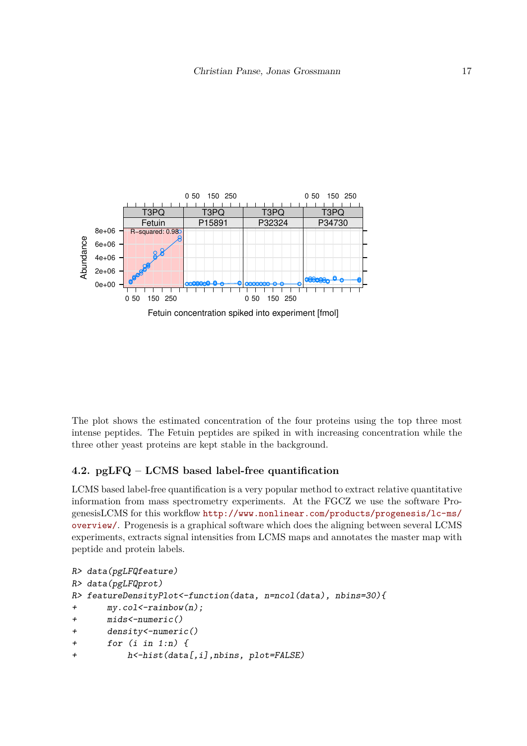The plot shows the estimated concentration of the four proteins using the top three most intense peptides. The Fetuin peptides are spiked in with increasing concentration while the three other yeast proteins are kept stable in the background.

### 4.2. pgLFQ – LCMS based label-free quantification

LCMS based label-free quantification is a very popular method to extract relative quantitative information from mass spectrometry experiments. At the FGCZ we use the software ProgenesisLCMS for this workflow http://www.nonlinear.com/products/progenesis/lc-ms/overview/. Progenesis is a graphical software which does the aligning between several LCMS experiments, extracts signal intensities from LCMS maps and annotates the master map with peptide and protein labels.

```
R> data(pgLFQfeature)
R> data(pgLFQprot)
R> featureDensityPlot<-function(data, n=ncol(data), nbins=30){
+      my.col<-rainbow(n);
+      mids<-numeric()
+      density<-numeric()
+      for (i in 1:n) {
+          h<-hist(data[,i],nbins, plot=FALSE)
```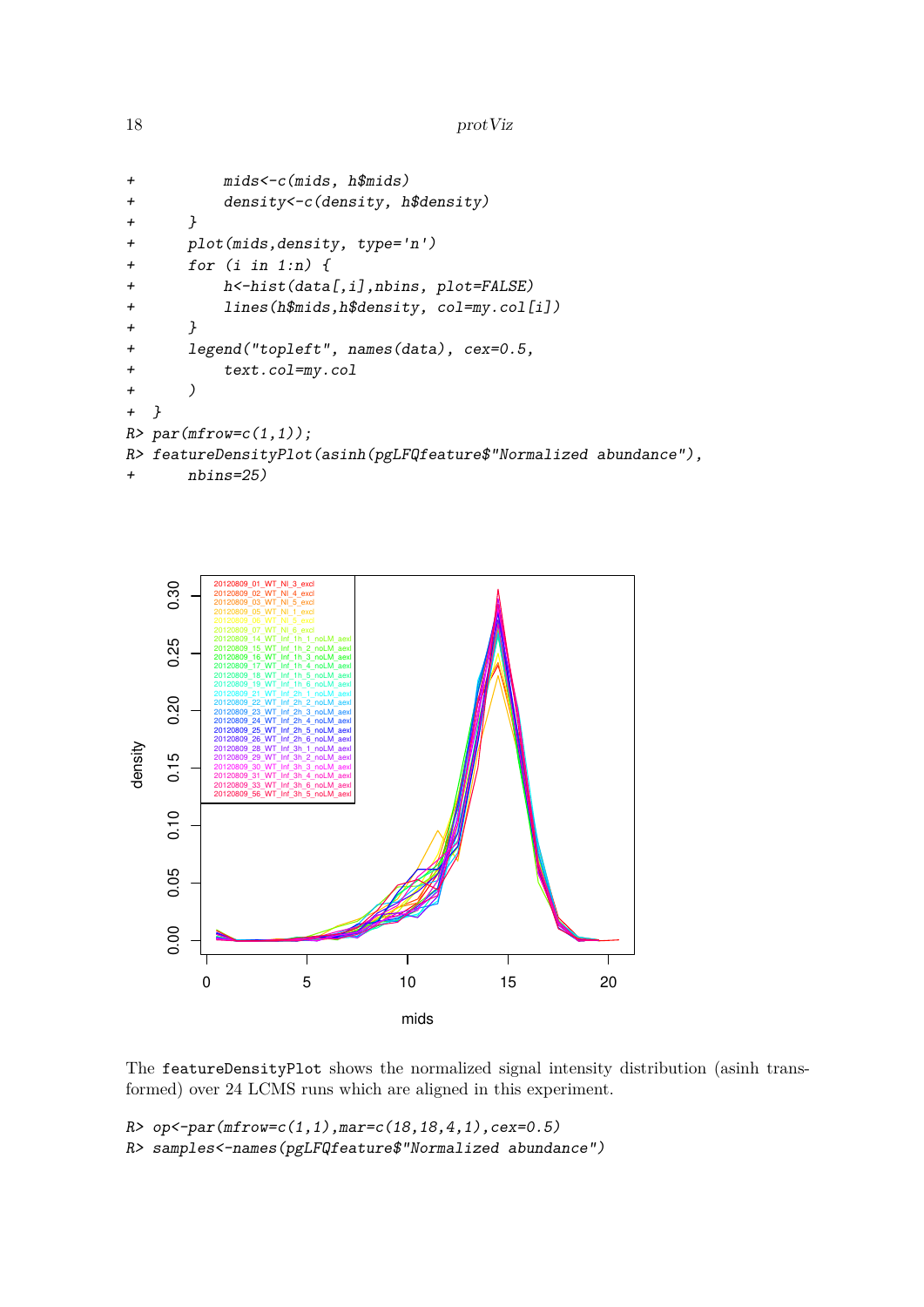```
+         mids<-c(mids, h$mids)
+         density<-c(density, h$density)
+     }
+     plot(mids,density, type='n')
+     for (i in 1:n) {
+         h<-hist(data[,i],nbins, plot=FALSE)
+         lines(h$mids,h$density, col=my.col[i])
+     }
+     legend("topleft", names(data), cex=0.5,
+         text.col=my.col
+     )
+ }
R> par(mfrow=c(1,1));
R> featureDensityPlot(asinh(pgLFQfeature$"Normalized abundance"),
+     nbins=25)
```

The `featureDensityPlot` shows the normalized signal intensity distribution (asinh transformed) over 24 LCMS runs which are aligned in this experiment.

```
R> op<-par(mfrow=c(1,1),mar=c(18,18,4,1),cex=0.5)
R> samples<-names(pgLFQfeature$"Normalized abundance")
```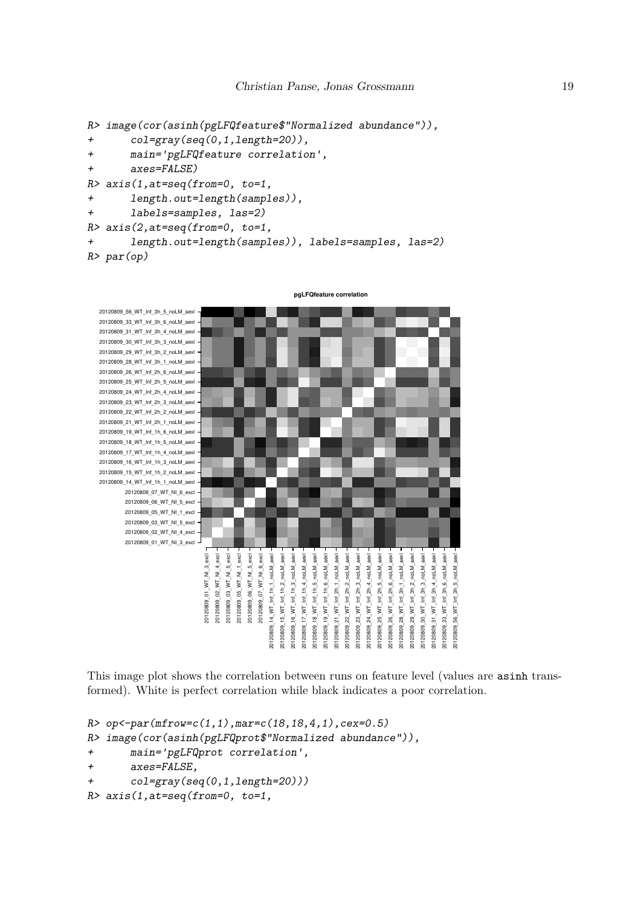```
R> image(cor(asinh(pgLFQfeature$"Normalized abundance")),
+        col=gray(seq(0,1,length=20)),
+        main='pgLFQfeature correlation',
+        axes=FALSE)
R> axis(1,at=seq(from=0, to=1,
+        length.out=length(samples)),
+        labels=samples, las=2)
R> axis(2,at=seq(from=0, to=1,
+        length.out=length(samples)), labels=samples, las=2)
R> par(op)
```

This image plot shows the correlation between runs on feature level (values are `asinh` transformed). White is perfect correlation while black indicates a poor correlation.

```
R> op<-par(mfrow=c(1,1),mar=c(18,18,4,1),cex=0.5)
R> image(cor(asinh(pgLFQprot$"Normalized abundance")),
+        main='pgLFQprot correlation',
+        axes=FALSE,
+        col=gray(seq(0,1,length=20)))
R> axis(1,at=seq(from=0, to=1,
```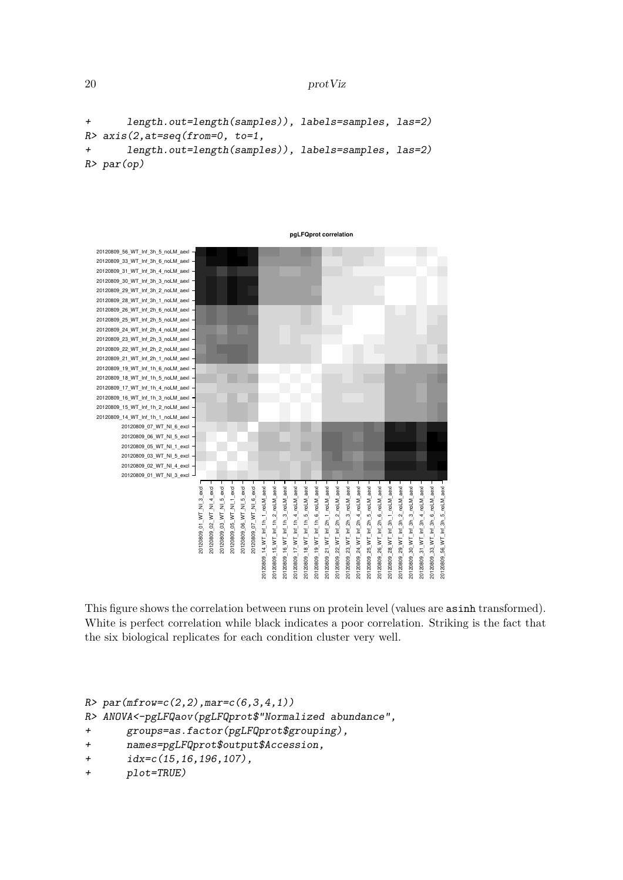```
+       length.out=length(samples)), labels=samples, las=2)
R> axis(2,at=seq(from=0, to=1,
+       length.out=length(samples)), labels=samples, las=2)
R> par(op)
```

This figure shows the correlation between runs on protein level (values are `asinh` transformed). White is perfect correlation while black indicates a poor correlation. Striking is the fact that the six biological replicates for each condition cluster very well.

```
R> par(mfrow=c(2,2),mar=c(6,3,4,1))
R> ANOVA<-pgLFQaov(pgLFQprot$"Normalized abundance",
+       groups=as.factor(pgLFQprot$grouping),
+       names=pgLFQprot$output$Accession,
+       idx=c(15,16,196,107),
+       plot=TRUE)
```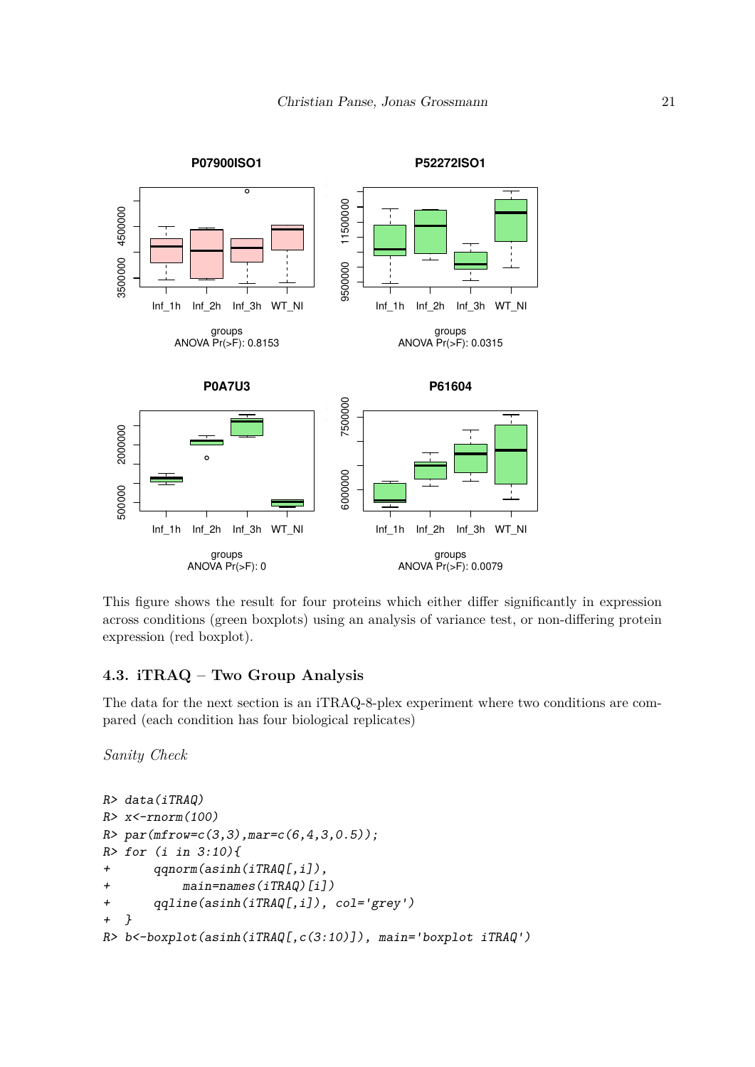This figure shows the result for four proteins which either differ significantly in expression across conditions (green boxplots) using an analysis of variance test, or non-differing protein expression (red boxplot).

### 4.3. iTRAQ – Two Group Analysis

The data for the next section is an iTRAQ-8-plex experiment where two conditions are compared (each condition has four biological replicates)

*Sanity Check*

```
R> data(iTRAQ)
R> x<-rnorm(100)
R> par(mfrow=c(3,3),mar=c(6,4,3,0.5));
R> for (i in 3:10){
+      qqnorm(asinh(iTRAQ[,i]),
+           main=names(iTRAQ)[i])
+      qqline(asinh(iTRAQ[,i]), col='grey')
+  }
R> b<-boxplot(asinh(iTRAQ[,c(3:10)]), main='boxplot iTRAQ')
```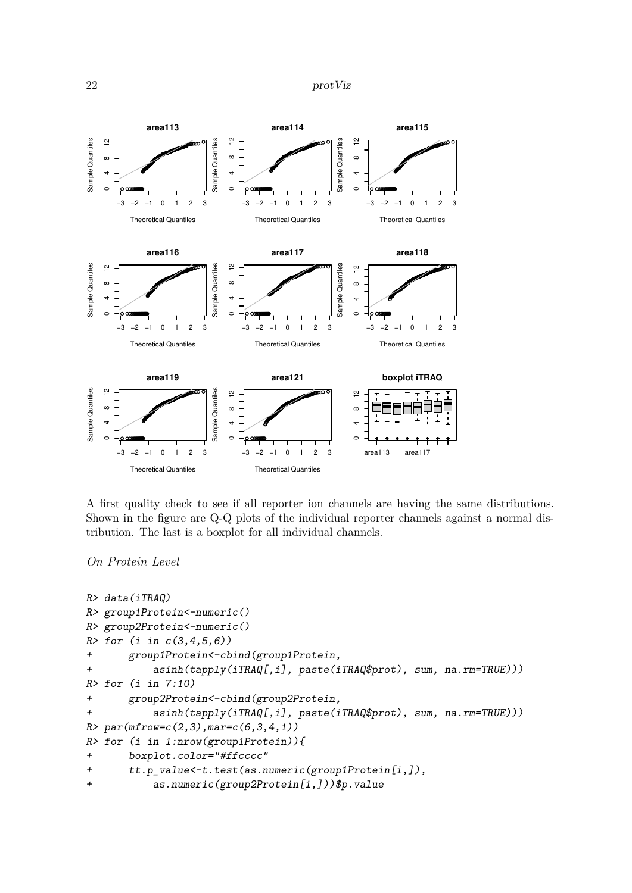A first quality check to see if all reporter ion channels are having the same distributions. Shown in the figure are Q-Q plots of the individual reporter channels against a normal distribution. The last is a boxplot for all individual channels.

*On Protein Level*

```
R> data(iTRAQ)
R> group1Protein<-numeric()
R> group2Protein<-numeric()
R> for (i in c(3,4,5,6))
+      group1Protein<-cbind(group1Protein,
+          asinh(tapply(iTRAQ[,i], paste(iTRAQ$prot), sum, na.rm=TRUE)))
R> for (i in 7:10)
+      group2Protein<-cbind(group2Protein,
+          asinh(tapply(iTRAQ[,i], paste(iTRAQ$prot), sum, na.rm=TRUE)))
R> par(mfrow=c(2,3),mar=c(6,3,4,1))
R> for (i in 1:nrow(group1Protein)){
+      boxplot.color="#ffcccc"
+      tt.p_value<-t.test(as.numeric(group1Protein[i,]),
+          as.numeric(group2Protein[i,]))$p.value
```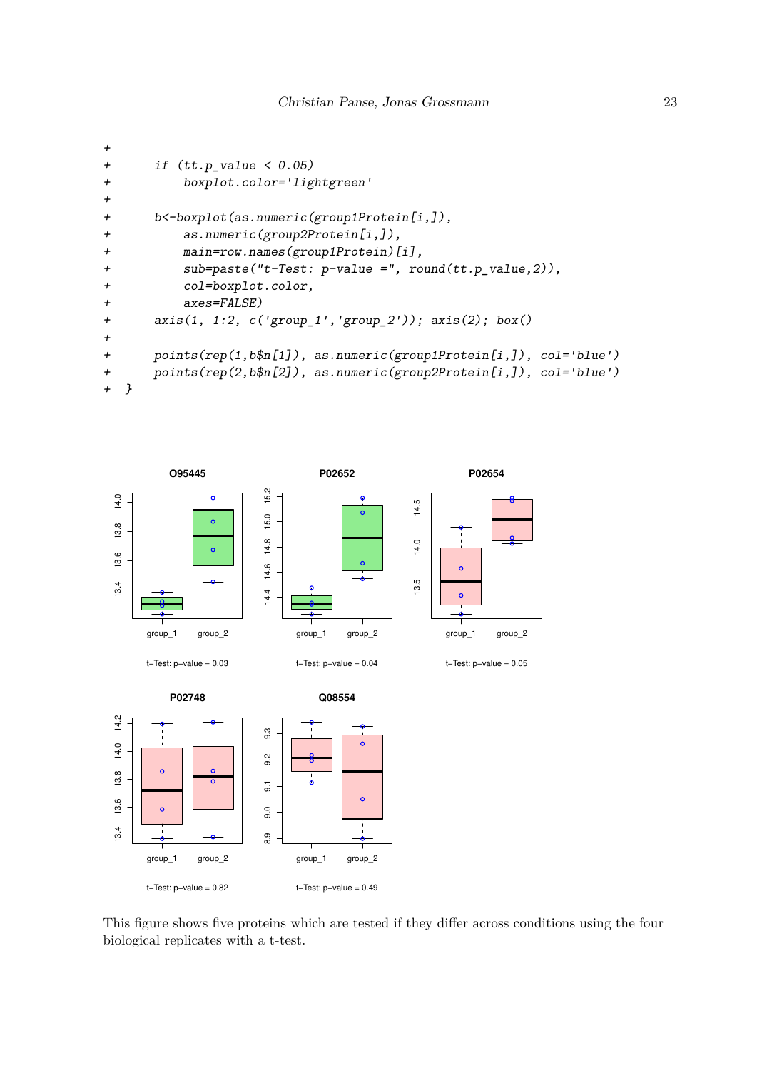```
+
+      if (tt.p_value < 0.05)
+          boxplot.color='lightgreen'
+
+      b<-boxplot(as.numeric(group1Protein[i,]),
+          as.numeric(group2Protein[i,]),
+          main=row.names(group1Protein)[i],
+          sub=paste("t-Test: p-value =", round(tt.p_value,2)),
+          col=boxplot.color,
+          axes=FALSE)
+      axis(1, 1:2, c('group_1','group_2')); axis(2); box()
+
+      points(rep(1,b$n[1]), as.numeric(group1Protein[i,]), col='blue')
+      points(rep(2,b$n[2]), as.numeric(group2Protein[i,]), col='blue')
+  }
```

This figure shows five proteins which are tested if they differ across conditions using the four biological replicates with a t-test.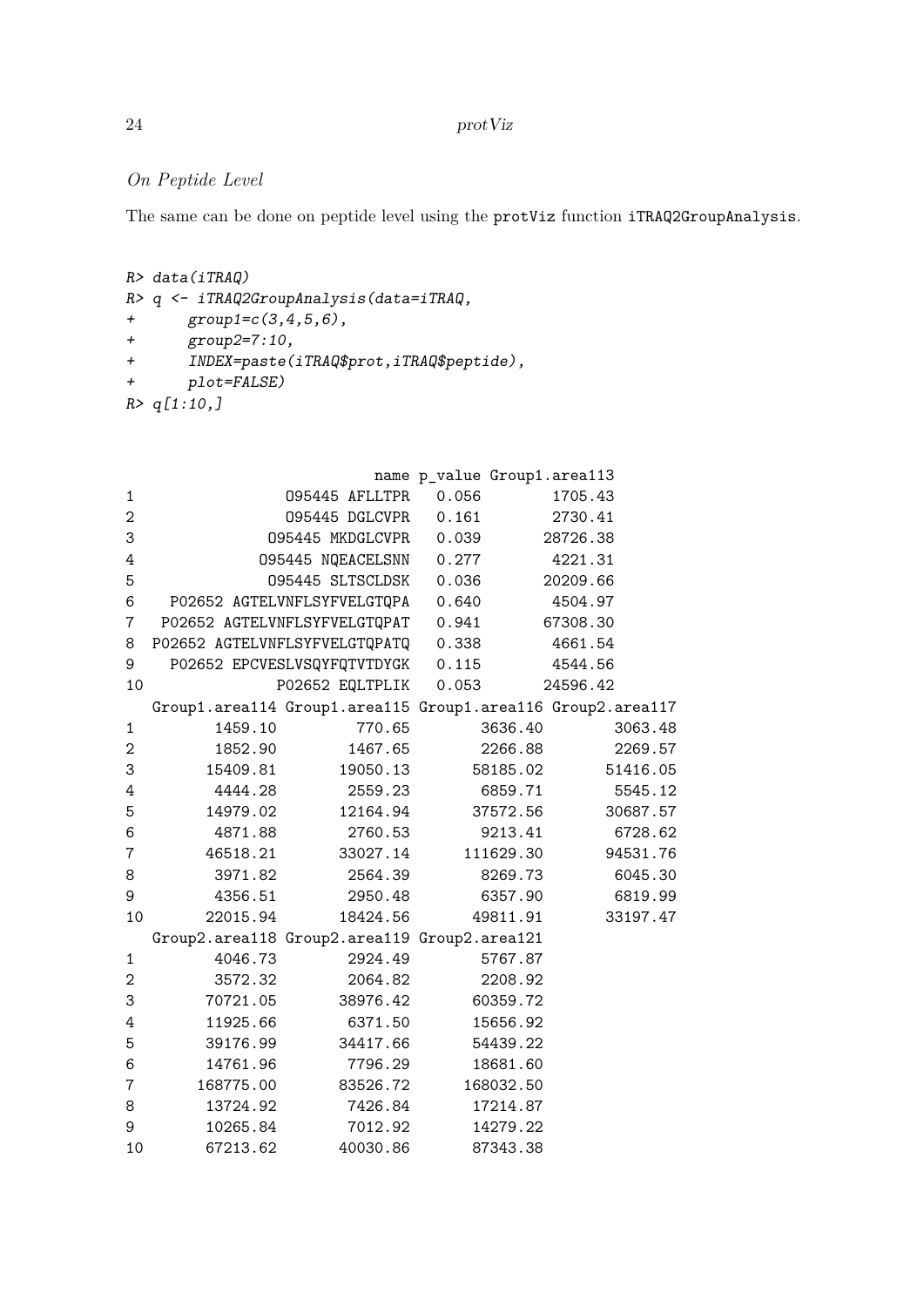*On Peptide Level*

The same can be done on peptide level using the protViz function iTRAQ2GroupAnalysis.

```
R> data(iTRAQ)
R> q <- iTRAQ2GroupAnalysis(data=iTRAQ,
+      group1=c(3,4,5,6),
+      group2=7:10,
+      INDEX=paste(iTRAQ$prot,iTRAQ$peptide),
+      plot=FALSE)
R> q[1:10,]
```

```
                            name p_value Group1.area113
1                 O95445 AFLLTPR   0.056        1705.43
2                 O95445 DGLCVPR   0.161        2730.41
3               O95445 MKDGLCVPR   0.039       28726.38
4             O95445 NQEACELSNN   0.277        4221.31
5               O95445 SLTSCLDSK   0.036       20209.66
6    P02652 AGTELVNFLSYFVELGTQPA   0.640        4504.97
7   P02652 AGTELVNFLSYFVELGTQPAT   0.941       67308.30
8  P02652 AGTELVNFLSYFVELGTQPATQ   0.338        4661.54
9    P02652 EPCVESLVSQYFQTVTDYGK   0.115        4544.56
10               P02652 EQLTPLIK   0.053       24596.42
   Group1.area114 Group1.area115 Group1.area116 Group2.area117
1         1459.10         770.65        3636.40        3063.48
2         1852.90        1467.65        2266.88        2269.57
3        15409.81       19050.13       58185.02       51416.05
4         4444.28        2559.23        6859.71        5545.12
5        14979.02       12164.94       37572.56       30687.57
6         4871.88        2760.53        9213.41        6728.62
7        46518.21       33027.14      111629.30       94531.76
8         3971.82        2564.39        8269.73        6045.30
9         4356.51        2950.48        6357.90        6819.99
10       22015.94       18424.56       49811.91       33197.47
   Group2.area118 Group2.area119 Group2.area121
1         4046.73        2924.49        5767.87
2         3572.32        2064.82        2208.92
3        70721.05       38976.42       60359.72
4        11925.66        6371.50       15656.92
5        39176.99       34417.66       54439.22
6        14761.96        7796.29       18681.60
7       168775.00       83526.72      168032.50
8        13724.92        7426.84       17214.87
9        10265.84        7012.92       14279.22
10       67213.62       40030.86       87343.38
```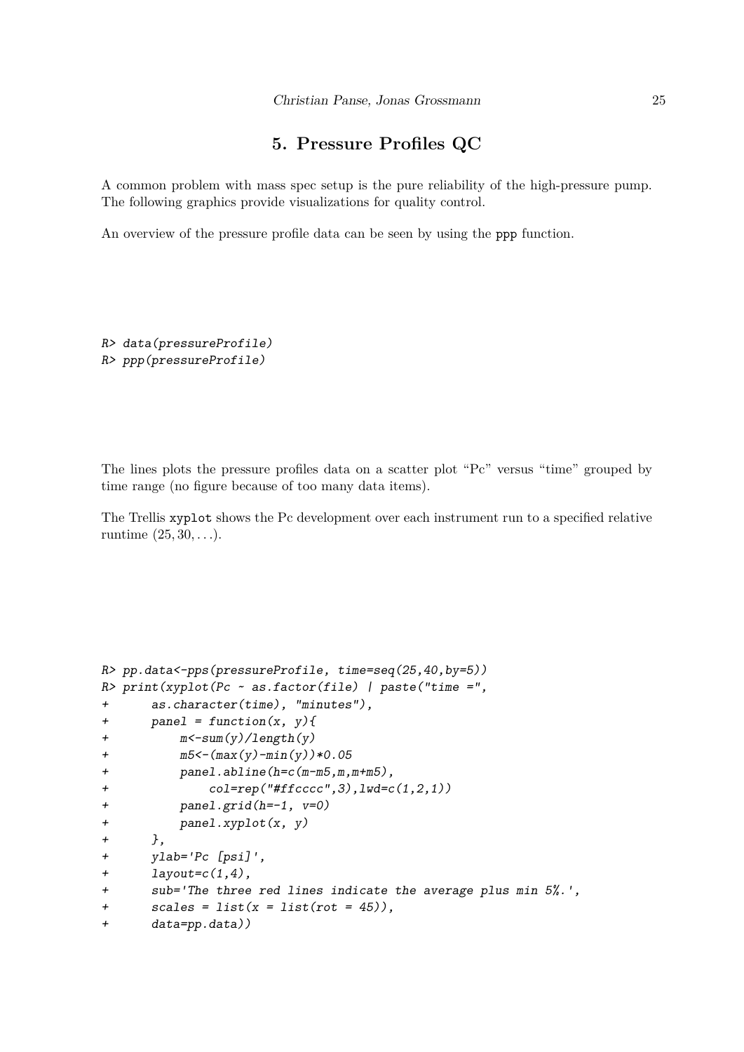# 5. Pressure Profiles QC

A common problem with mass spec setup is the pure reliability of the high-pressure pump. The following graphics provide visualizations for quality control.

An overview of the pressure profile data can be seen by using the `ppp` function.

```
R> data(pressureProfile)
R> ppp(pressureProfile)
```

The lines plots the pressure profiles data on a scatter plot "Pc" versus "time" grouped by time range (no figure because of too many data items).

The Trellis `xyplot` shows the Pc development over each instrument run to a specified relative runtime $(25, 30, \ldots)$.

```
R> pp.data<-pps(pressureProfile, time=seq(25,40,by=5))
R> print(xyplot(Pc ~ as.factor(file) | paste("time =",
+      as.character(time), "minutes"),
+      panel = function(x, y){
+          m<-sum(y)/length(y)
+          m5<-(max(y)-min(y))*0.05
+          panel.abline(h=c(m-m5,m,m+m5),
+              col=rep("#ffcccc",3),lwd=c(1,2,1))
+          panel.grid(h=-1, v=0)
+          panel.xyplot(x, y)
+      },
+      ylab='Pc [psi]',
+      layout=c(1,4),
+      sub='The three red lines indicate the average plus min 5%.',
+      scales = list(x = list(rot = 45)),
+      data=pp.data))
```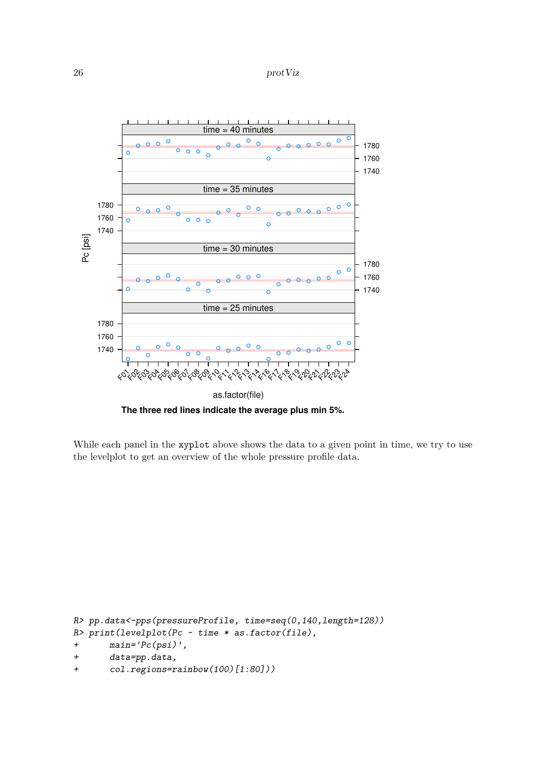The three red lines indicate the average plus min 5%.

While each panel in the xyplot above shows the data to a given point in time, we try to use the levelplot to get an overview of the whole pressure profile data.

```
R> pp.data<-pps(pressureProfile, time=seq(0,140,length=128))
R> print(levelplot(Pc ~ time * as.factor(file),
+       main='Pc(psi)',
+       data=pp.data,
+       col.regions=rainbow(100)[1:80]))
```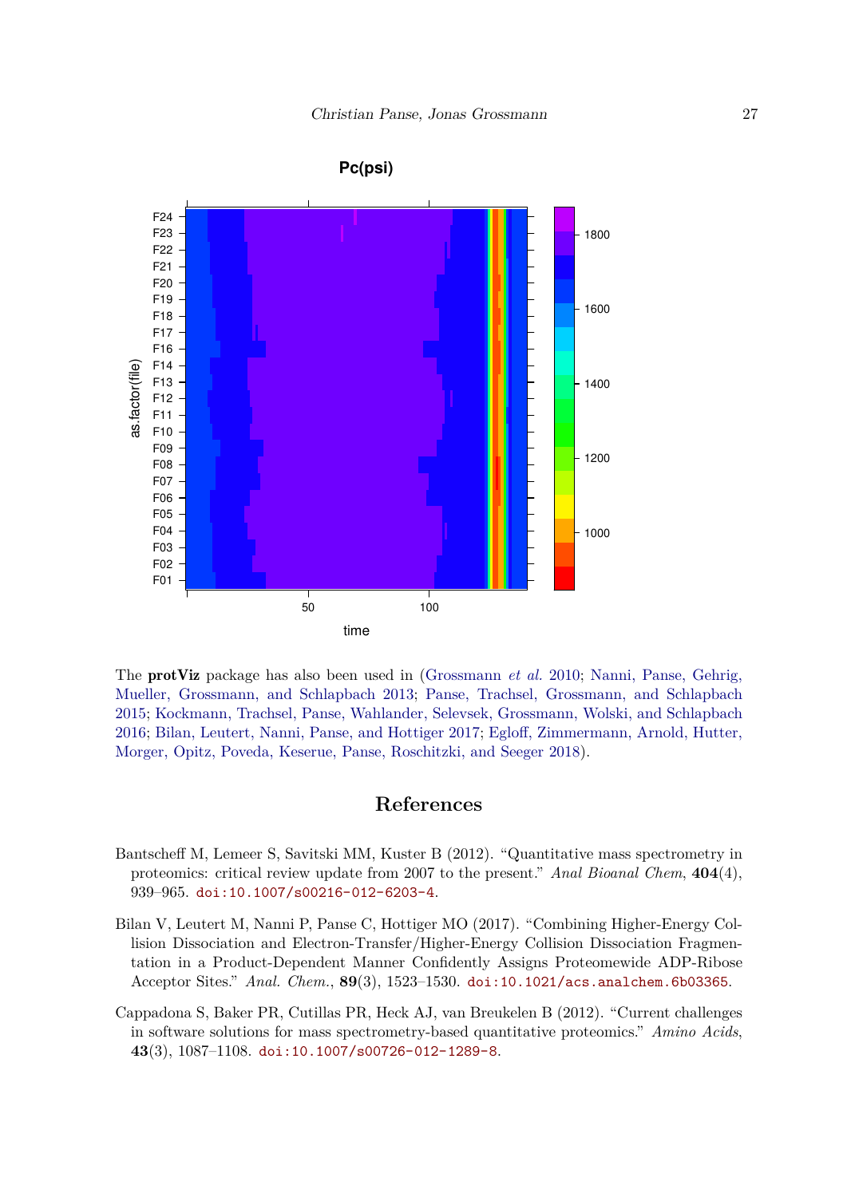The **protViz** package has also been used in (Grossmann *et al.* 2010; Nanni, Panse, Gehrig, Mueller, Grossmann, and Schlapbach 2013; Panse, Trachsel, Grossmann, and Schlapbach 2015; Kockmann, Trachsel, Panse, Wahlander, Selevsek, Grossmann, Wolski, and Schlapbach 2016; Bilan, Leutert, Nanni, Panse, and Hottiger 2017; Egloff, Zimmermann, Arnold, Hutter, Morger, Opitz, Poveda, Keserue, Panse, Roschitzki, and Seeger 2018).

## References

Bantscheff M, Lemeer S, Savitski MM, Kuster B (2012). "Quantitative mass spectrometry in proteomics: critical review update from 2007 to the present." *Anal Bioanal Chem*, **404**(4), 939–965. doi:10.1007/s00216-012-6203-4.

Bilan V, Leutert M, Nanni P, Panse C, Hottiger MO (2017). "Combining Higher-Energy Collision Dissociation and Electron-Transfer/Higher-Energy Collision Dissociation Fragmentation in a Product-Dependent Manner Confidently Assigns Proteomewide ADP-Ribose Acceptor Sites." *Anal. Chem.*, **89**(3), 1523–1530. doi:10.1021/acs.analchem.6b03365.

Cappadona S, Baker PR, Cutillas PR, Heck AJ, van Breukelen B (2012). "Current challenges in software solutions for mass spectrometry-based quantitative proteomics." *Amino Acids*, **43**(3), 1087–1108. doi:10.1007/s00726-012-1289-8.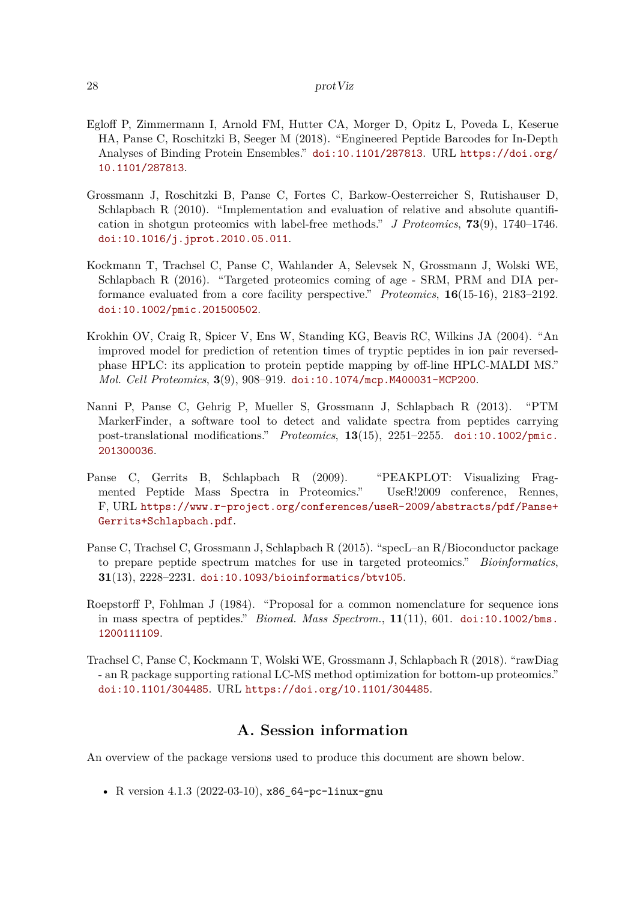Egloff P, Zimmermann I, Arnold FM, Hutter CA, Morger D, Opitz L, Poveda L, Keserue HA, Panse C, Roschitzki B, Seeger M (2018). "Engineered Peptide Barcodes for In-Depth Analyses of Binding Protein Ensembles." doi:10.1101/287813. URL https://doi.org/10.1101/287813.

Grossmann J, Roschitzki B, Panse C, Fortes C, Barkow-Oesterreicher S, Rutishauser D, Schlapbach R (2010). "Implementation and evaluation of relative and absolute quantification in shotgun proteomics with label-free methods." *J Proteomics*, **73**(9), 1740–1746. doi:10.1016/j.jprot.2010.05.011.

Kockmann T, Trachsel C, Panse C, Wahlander A, Selevsek N, Grossmann J, Wolski WE, Schlapbach R (2016). "Targeted proteomics coming of age - SRM, PRM and DIA performance evaluated from a core facility perspective." *Proteomics*, **16**(15-16), 2183–2192. doi:10.1002/pmic.201500502.

Krokhin OV, Craig R, Spicer V, Ens W, Standing KG, Beavis RC, Wilkins JA (2004). "An improved model for prediction of retention times of tryptic peptides in ion pair reversed-phase HPLC: its application to protein peptide mapping by off-line HPLC-MALDI MS." *Mol. Cell Proteomics*, **3**(9), 908–919. doi:10.1074/mcp.M400031-MCP200.

Nanni P, Panse C, Gehrig P, Mueller S, Grossmann J, Schlapbach R (2013). "PTM MarkerFinder, a software tool to detect and validate spectra from peptides carrying post-translational modifications." *Proteomics*, **13**(15), 2251–2255. doi:10.1002/pmic.201300036.

Panse C, Gerrits B, Schlapbach R (2009). "PEAKPLOT: Visualizing Fragmented Peptide Mass Spectra in Proteomics." UseR!2009 conference, Rennes, F, URL https://www.r-project.org/conferences/useR-2009/abstracts/pdf/Panse+Gerrits+Schlapbach.pdf.

Panse C, Trachsel C, Grossmann J, Schlapbach R (2015). "specL–an R/Bioconductor package to prepare peptide spectrum matches for use in targeted proteomics." *Bioinformatics*, **31**(13), 2228–2231. doi:10.1093/bioinformatics/btv105.

Roepstorff P, Fohlman J (1984). "Proposal for a common nomenclature for sequence ions in mass spectra of peptides." *Biomed. Mass Spectrom.*, **11**(11), 601. doi:10.1002/bms.1200111109.

Trachsel C, Panse C, Kockmann T, Wolski WE, Grossmann J, Schlapbach R (2018). "rawDiag - an R package supporting rational LC-MS method optimization for bottom-up proteomics." doi:10.1101/304485. URL https://doi.org/10.1101/304485.

## A. Session information

An overview of the package versions used to produce this document are shown below.

- R version 4.1.3 (2022-03-10), `x86_64-pc-linux-gnu`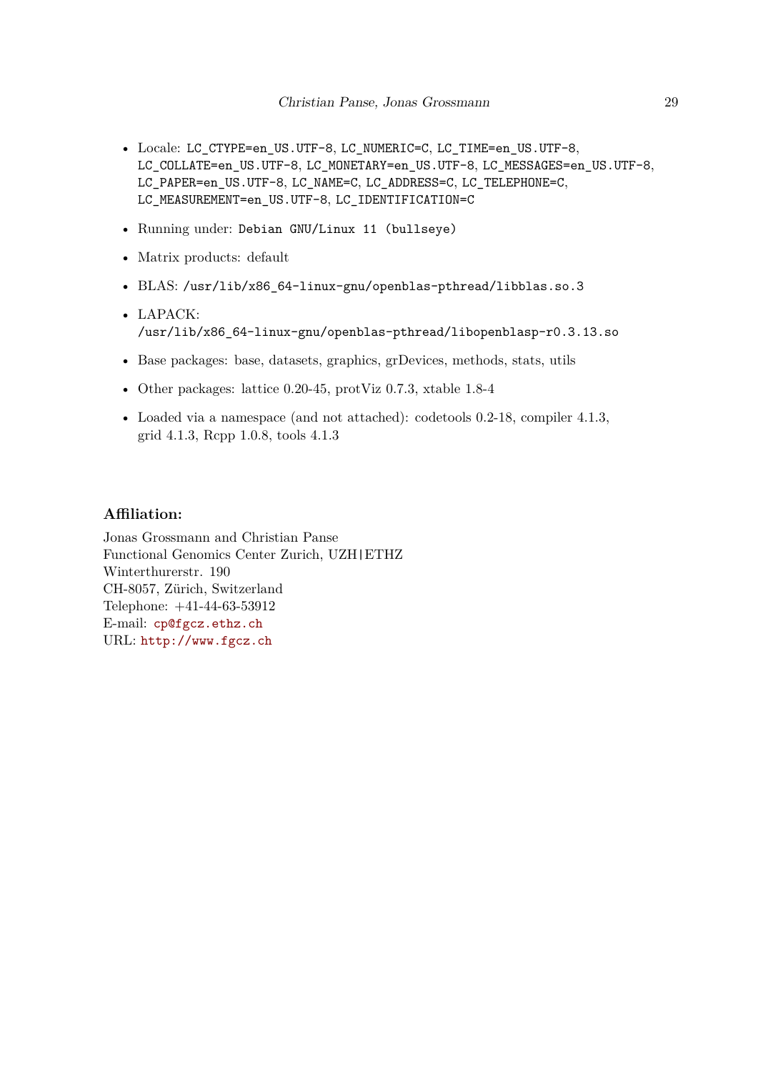- Locale: `LC_CTYPE=en_US.UTF-8`, `LC_NUMERIC=C`, `LC_TIME=en_US.UTF-8`, `LC_COLLATE=en_US.UTF-8`, `LC_MONETARY=en_US.UTF-8`, `LC_MESSAGES=en_US.UTF-8`, `LC_PAPER=en_US.UTF-8`, `LC_NAME=C`, `LC_ADDRESS=C`, `LC_TELEPHONE=C`, `LC_MEASUREMENT=en_US.UTF-8`, `LC_IDENTIFICATION=C`
- Running under: `Debian GNU/Linux 11 (bullseye)`
- Matrix products: default
- BLAS: `/usr/lib/x86_64-linux-gnu/openblas-pthread/libblas.so.3`
- LAPACK: `/usr/lib/x86_64-linux-gnu/openblas-pthread/libopenblasp-r0.3.13.so`
- Base packages: base, datasets, graphics, grDevices, methods, stats, utils
- Other packages: lattice 0.20-45, protViz 0.7.3, xtable 1.8-4
- Loaded via a namespace (and not attached): codetools 0.2-18, compiler 4.1.3, grid 4.1.3, Rcpp 1.0.8, tools 4.1.3

**Affiliation:**

Jonas Grossmann and Christian Panse
Functional Genomics Center Zurich, UZH|ETHZ
Winterthurerstr. 190
CH-8057, Zürich, Switzerland
Telephone: +41-44-63-53912
E-mail: `cp@fgcz.ethz.ch`
URL: `http://www.fgcz.ch`